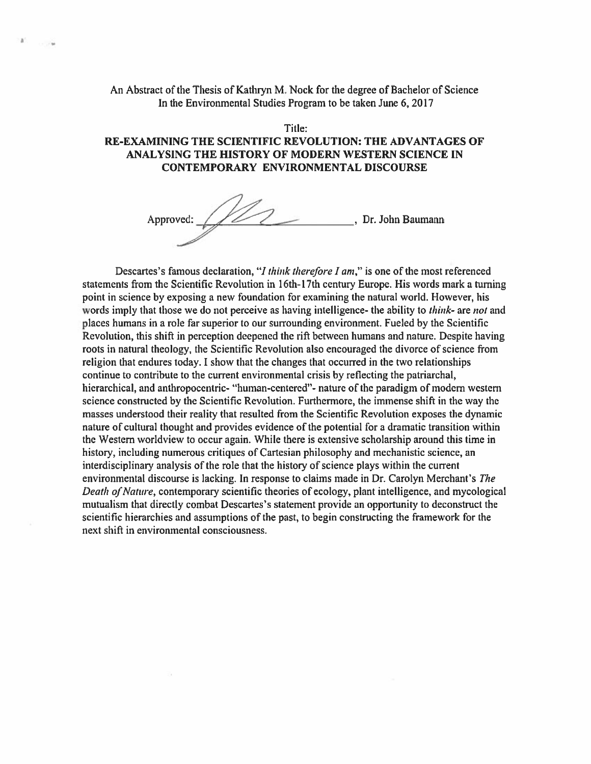An Abstract of the Thesis of Kathryn M. Nock for the degree of Bachelor of Science
In the Environmental Studies Program to be taken June 6, 2017

Title:

**RE-EXAMINING THE SCIENTIFIC REVOLUTION: THE ADVANTAGES OF ANALYSING THE HISTORY OF MODERN WESTERN SCIENCE IN CONTEMPORARY ENVIRONMENTAL DISCOURSE**

Approved: ______________________, Dr. John Baumann

Descartes's famous declaration, "*I think therefore I am*," is one of the most referenced statements from the Scientific Revolution in 16th-17th century Europe. His words mark a turning point in science by exposing a new foundation for examining the natural world. However, his words imply that those we do not perceive as having intelligence- the ability to *think*- are *not* and places humans in a role far superior to our surrounding environment. Fueled by the Scientific Revolution, this shift in perception deepened the rift between humans and nature. Despite having roots in natural theology, the Scientific Revolution also encouraged the divorce of science from religion that endures today. I show that the changes that occurred in the two relationships continue to contribute to the current environmental crisis by reflecting the patriarchal, hierarchical, and anthropocentric- "human-centered"- nature of the paradigm of modern western science constructed by the Scientific Revolution. Furthermore, the immense shift in the way the masses understood their reality that resulted from the Scientific Revolution exposes the dynamic nature of cultural thought and provides evidence of the potential for a dramatic transition within the Western worldview to occur again. While there is extensive scholarship around this time in history, including numerous critiques of Cartesian philosophy and mechanistic science, an interdisciplinary analysis of the role that the history of science plays within the current environmental discourse is lacking. In response to claims made in Dr. Carolyn Merchant's *The Death of Nature*, contemporary scientific theories of ecology, plant intelligence, and mycological mutualism that directly combat Descartes's statement provide an opportunity to deconstruct the scientific hierarchies and assumptions of the past, to begin constructing the framework for the next shift in environmental consciousness.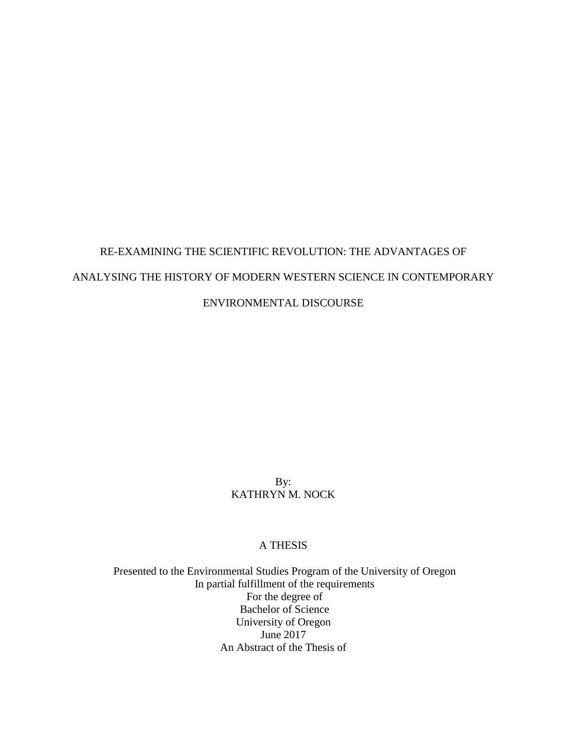RE-EXAMINING THE SCIENTIFIC REVOLUTION: THE ADVANTAGES OF ANALYSING THE HISTORY OF MODERN WESTERN SCIENCE IN CONTEMPORARY ENVIRONMENTAL DISCOURSE

By:
KATHRYN M. NOCK

A THESIS

Presented to the Environmental Studies Program of the University of Oregon
In partial fulfillment of the requirements
For the degree of
Bachelor of Science
University of Oregon
June 2017
An Abstract of the Thesis of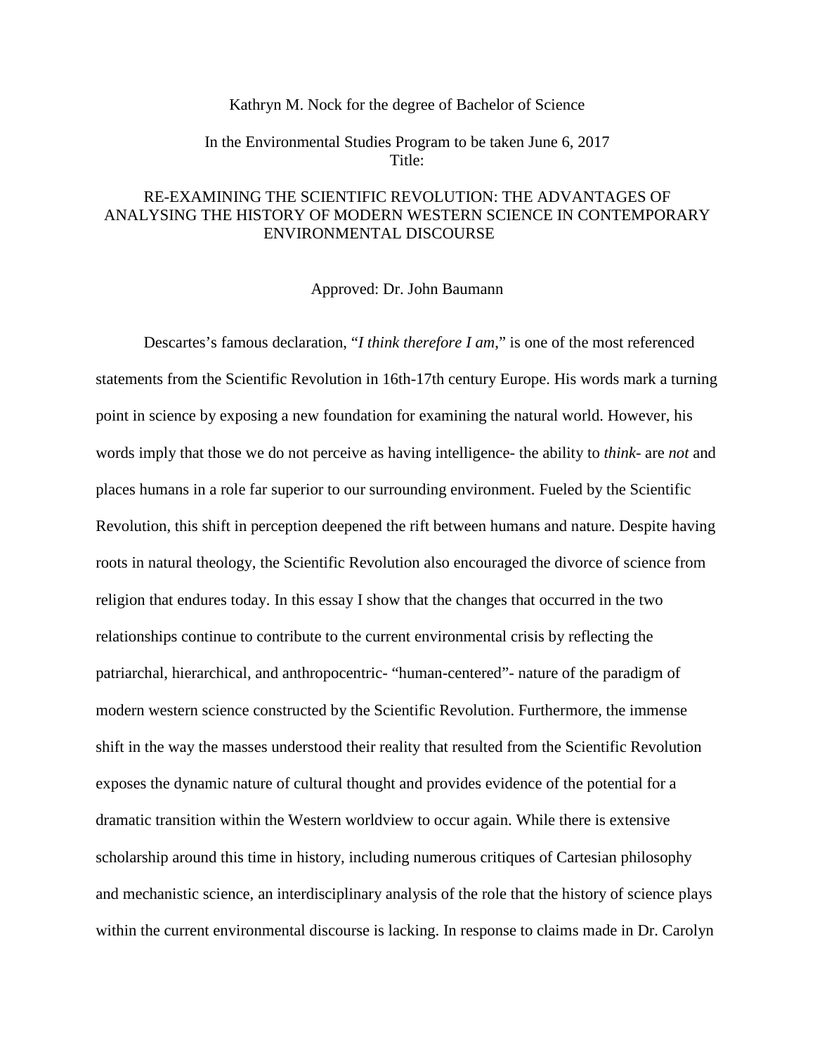Kathryn M. Nock for the degree of Bachelor of Science

In the Environmental Studies Program to be taken June 6, 2017
Title:

RE-EXAMINING THE SCIENTIFIC REVOLUTION: THE ADVANTAGES OF ANALYSING THE HISTORY OF MODERN WESTERN SCIENCE IN CONTEMPORARY ENVIRONMENTAL DISCOURSE

Approved: Dr. John Baumann

Descartes's famous declaration, "*I think therefore I am*," is one of the most referenced statements from the Scientific Revolution in 16th-17th century Europe. His words mark a turning point in science by exposing a new foundation for examining the natural world. However, his words imply that those we do not perceive as having intelligence- the ability to *think*- are *not* and places humans in a role far superior to our surrounding environment. Fueled by the Scientific Revolution, this shift in perception deepened the rift between humans and nature. Despite having roots in natural theology, the Scientific Revolution also encouraged the divorce of science from religion that endures today. In this essay I show that the changes that occurred in the two relationships continue to contribute to the current environmental crisis by reflecting the patriarchal, hierarchical, and anthropocentric- "human-centered"- nature of the paradigm of modern western science constructed by the Scientific Revolution. Furthermore, the immense shift in the way the masses understood their reality that resulted from the Scientific Revolution exposes the dynamic nature of cultural thought and provides evidence of the potential for a dramatic transition within the Western worldview to occur again. While there is extensive scholarship around this time in history, including numerous critiques of Cartesian philosophy and mechanistic science, an interdisciplinary analysis of the role that the history of science plays within the current environmental discourse is lacking. In response to claims made in Dr. Carolyn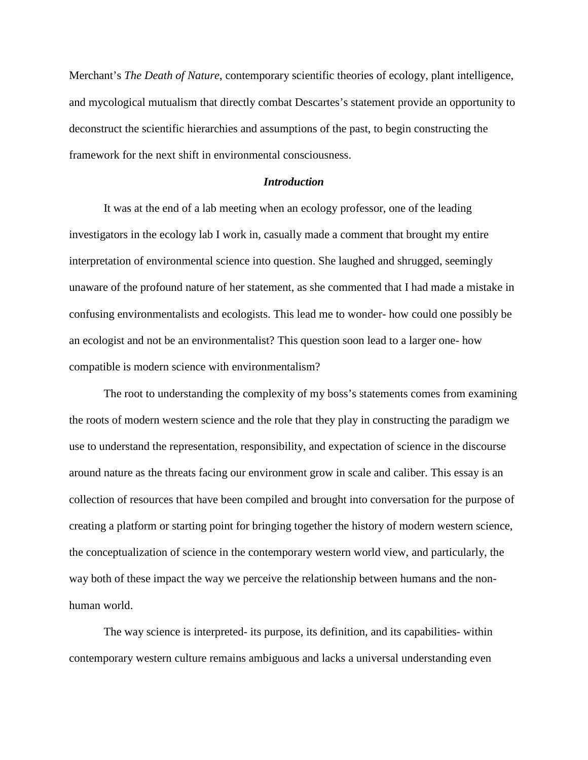Merchant's *The Death of Nature*, contemporary scientific theories of ecology, plant intelligence, and mycological mutualism that directly combat Descartes's statement provide an opportunity to deconstruct the scientific hierarchies and assumptions of the past, to begin constructing the framework for the next shift in environmental consciousness.

## ***Introduction***

It was at the end of a lab meeting when an ecology professor, one of the leading investigators in the ecology lab I work in, casually made a comment that brought my entire interpretation of environmental science into question. She laughed and shrugged, seemingly unaware of the profound nature of her statement, as she commented that I had made a mistake in confusing environmentalists and ecologists. This lead me to wonder- how could one possibly be an ecologist and not be an environmentalist? This question soon lead to a larger one- how compatible is modern science with environmentalism?

The root to understanding the complexity of my boss's statements comes from examining the roots of modern western science and the role that they play in constructing the paradigm we use to understand the representation, responsibility, and expectation of science in the discourse around nature as the threats facing our environment grow in scale and caliber. This essay is an collection of resources that have been compiled and brought into conversation for the purpose of creating a platform or starting point for bringing together the history of modern western science, the conceptualization of science in the contemporary western world view, and particularly, the way both of these impact the way we perceive the relationship between humans and the non-human world.

The way science is interpreted- its purpose, its definition, and its capabilities- within contemporary western culture remains ambiguous and lacks a universal understanding even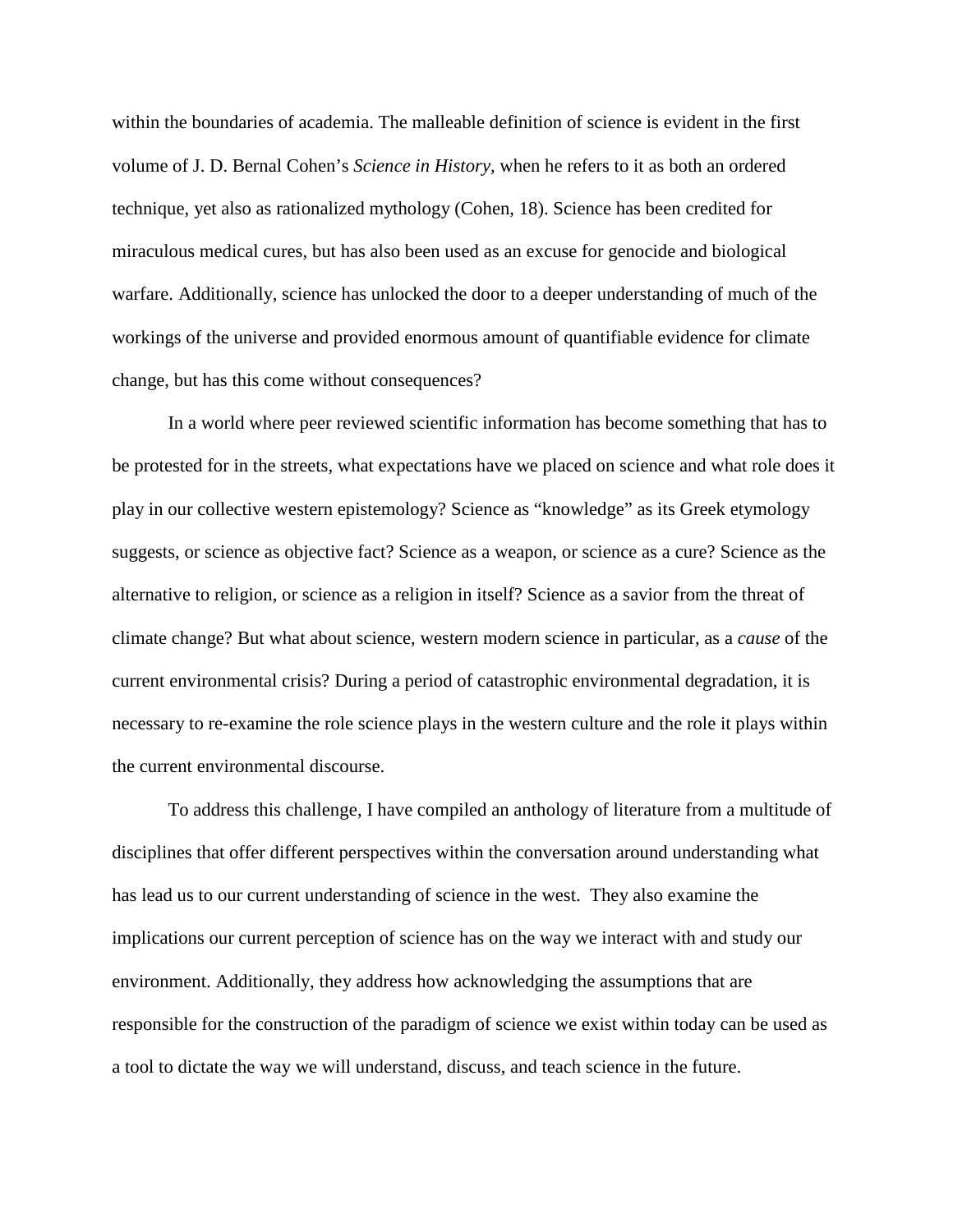within the boundaries of academia. The malleable definition of science is evident in the first volume of J. D. Bernal Cohen's *Science in History,* when he refers to it as both an ordered technique, yet also as rationalized mythology (Cohen, 18). Science has been credited for miraculous medical cures, but has also been used as an excuse for genocide and biological warfare. Additionally, science has unlocked the door to a deeper understanding of much of the workings of the universe and provided enormous amount of quantifiable evidence for climate change, but has this come without consequences?

In a world where peer reviewed scientific information has become something that has to be protested for in the streets, what expectations have we placed on science and what role does it play in our collective western epistemology? Science as "knowledge" as its Greek etymology suggests, or science as objective fact? Science as a weapon, or science as a cure? Science as the alternative to religion, or science as a religion in itself? Science as a savior from the threat of climate change? But what about science, western modern science in particular, as a *cause* of the current environmental crisis? During a period of catastrophic environmental degradation, it is necessary to re-examine the role science plays in the western culture and the role it plays within the current environmental discourse.

To address this challenge, I have compiled an anthology of literature from a multitude of disciplines that offer different perspectives within the conversation around understanding what has lead us to our current understanding of science in the west. They also examine the implications our current perception of science has on the way we interact with and study our environment. Additionally, they address how acknowledging the assumptions that are responsible for the construction of the paradigm of science we exist within today can be used as a tool to dictate the way we will understand, discuss, and teach science in the future.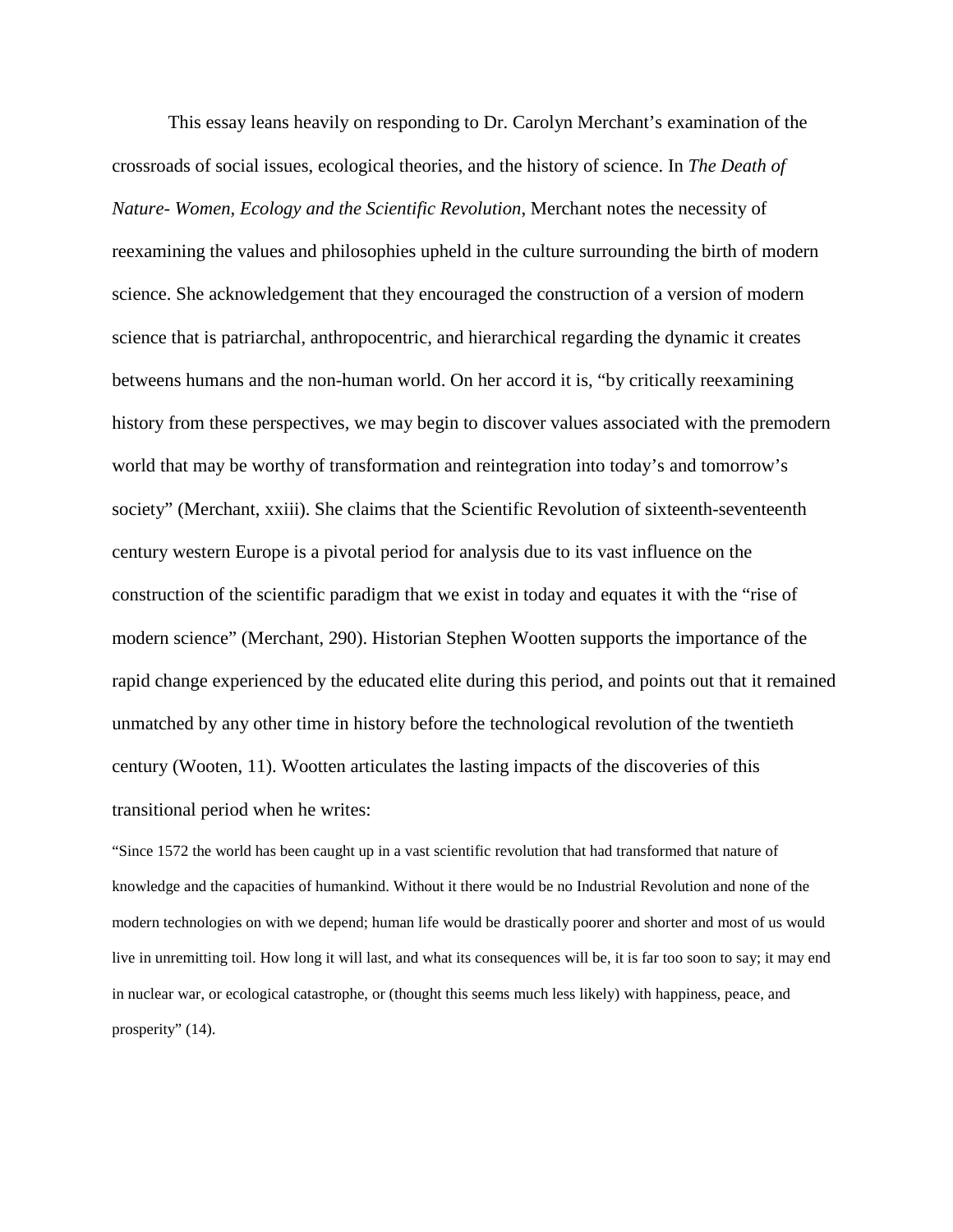This essay leans heavily on responding to Dr. Carolyn Merchant's examination of the crossroads of social issues, ecological theories, and the history of science. In *The Death of Nature- Women, Ecology and the Scientific Revolution*, Merchant notes the necessity of reexamining the values and philosophies upheld in the culture surrounding the birth of modern science. She acknowledgement that they encouraged the construction of a version of modern science that is patriarchal, anthropocentric, and hierarchical regarding the dynamic it creates betweens humans and the non-human world. On her accord it is, "by critically reexamining history from these perspectives, we may begin to discover values associated with the premodern world that may be worthy of transformation and reintegration into today's and tomorrow's society" (Merchant, xxiii). She claims that the Scientific Revolution of sixteenth-seventeenth century western Europe is a pivotal period for analysis due to its vast influence on the construction of the scientific paradigm that we exist in today and equates it with the "rise of modern science" (Merchant, 290). Historian Stephen Wootten supports the importance of the rapid change experienced by the educated elite during this period, and points out that it remained unmatched by any other time in history before the technological revolution of the twentieth century (Wooten, 11). Wootten articulates the lasting impacts of the discoveries of this transitional period when he writes:

"Since 1572 the world has been caught up in a vast scientific revolution that had transformed that nature of knowledge and the capacities of humankind. Without it there would be no Industrial Revolution and none of the modern technologies on with we depend; human life would be drastically poorer and shorter and most of us would live in unremitting toil. How long it will last, and what its consequences will be, it is far too soon to say; it may end in nuclear war, or ecological catastrophe, or (thought this seems much less likely) with happiness, peace, and prosperity" (14).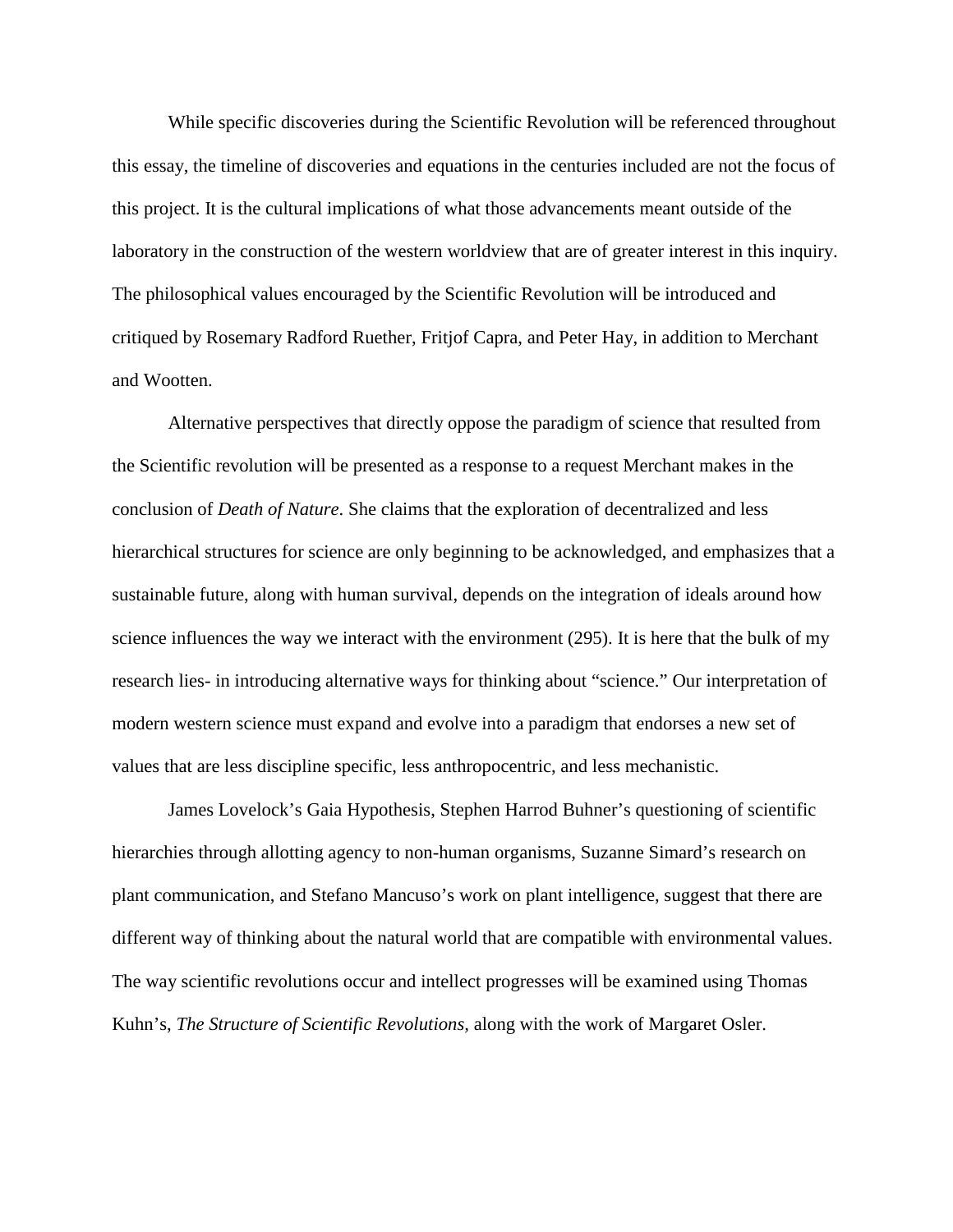While specific discoveries during the Scientific Revolution will be referenced throughout this essay, the timeline of discoveries and equations in the centuries included are not the focus of this project. It is the cultural implications of what those advancements meant outside of the laboratory in the construction of the western worldview that are of greater interest in this inquiry. The philosophical values encouraged by the Scientific Revolution will be introduced and critiqued by Rosemary Radford Ruether, Fritjof Capra, and Peter Hay, in addition to Merchant and Wootten.

Alternative perspectives that directly oppose the paradigm of science that resulted from the Scientific revolution will be presented as a response to a request Merchant makes in the conclusion of *Death of Nature*. She claims that the exploration of decentralized and less hierarchical structures for science are only beginning to be acknowledged, and emphasizes that a sustainable future, along with human survival, depends on the integration of ideals around how science influences the way we interact with the environment (295). It is here that the bulk of my research lies- in introducing alternative ways for thinking about "science." Our interpretation of modern western science must expand and evolve into a paradigm that endorses a new set of values that are less discipline specific, less anthropocentric, and less mechanistic.

James Lovelock's Gaia Hypothesis, Stephen Harrod Buhner's questioning of scientific hierarchies through allotting agency to non-human organisms, Suzanne Simard's research on plant communication, and Stefano Mancuso's work on plant intelligence, suggest that there are different way of thinking about the natural world that are compatible with environmental values. The way scientific revolutions occur and intellect progresses will be examined using Thomas Kuhn's, *The Structure of Scientific Revolutions,* along with the work of Margaret Osler.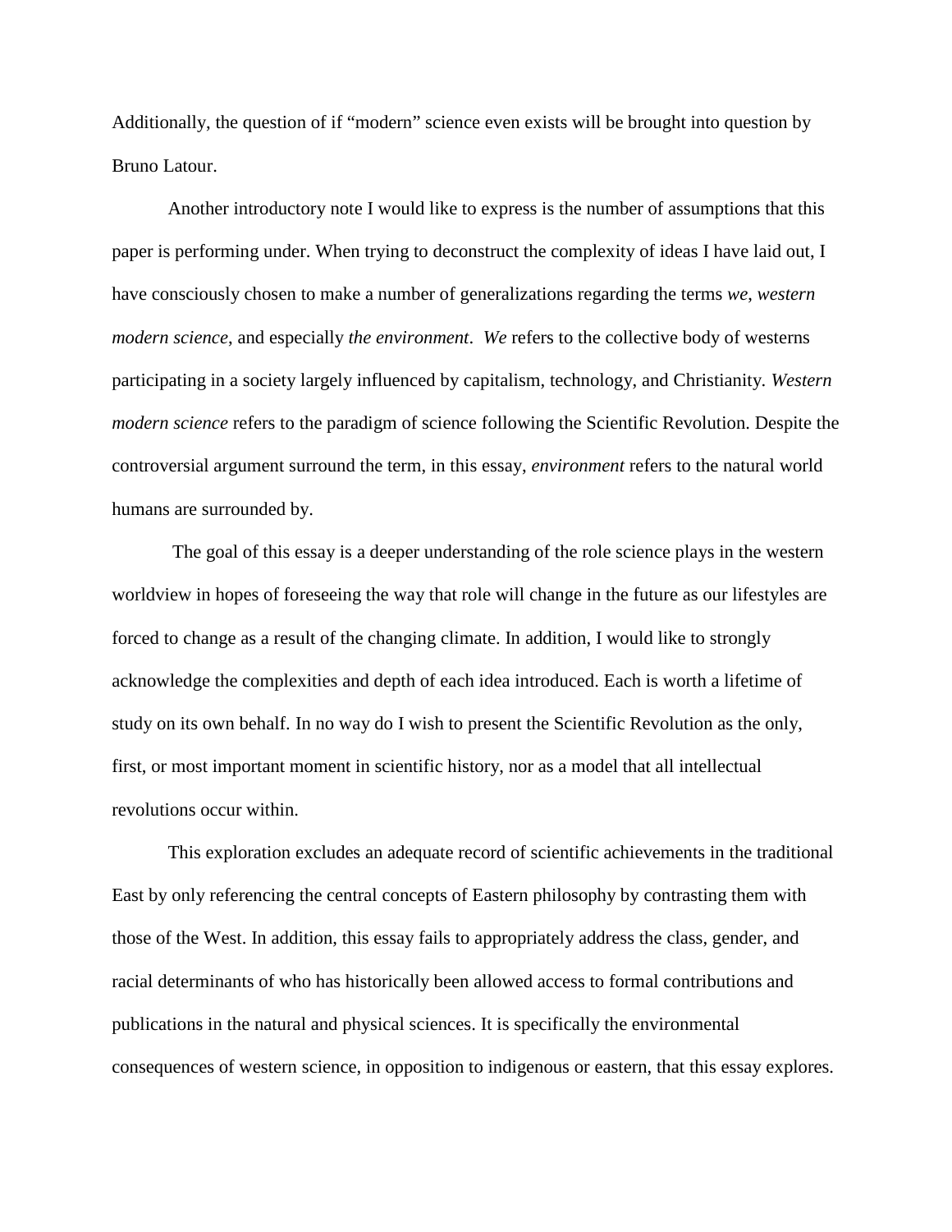Additionally, the question of if "modern" science even exists will be brought into question by Bruno Latour.

Another introductory note I would like to express is the number of assumptions that this paper is performing under. When trying to deconstruct the complexity of ideas I have laid out, I have consciously chosen to make a number of generalizations regarding the terms *we*, *western modern science*, and especially *the environment*. *We* refers to the collective body of westerns participating in a society largely influenced by capitalism, technology, and Christianity. *Western modern science* refers to the paradigm of science following the Scientific Revolution. Despite the controversial argument surround the term, in this essay, *environment* refers to the natural world humans are surrounded by.

The goal of this essay is a deeper understanding of the role science plays in the western worldview in hopes of foreseeing the way that role will change in the future as our lifestyles are forced to change as a result of the changing climate. In addition, I would like to strongly acknowledge the complexities and depth of each idea introduced. Each is worth a lifetime of study on its own behalf. In no way do I wish to present the Scientific Revolution as the only, first, or most important moment in scientific history, nor as a model that all intellectual revolutions occur within.

This exploration excludes an adequate record of scientific achievements in the traditional East by only referencing the central concepts of Eastern philosophy by contrasting them with those of the West. In addition, this essay fails to appropriately address the class, gender, and racial determinants of who has historically been allowed access to formal contributions and publications in the natural and physical sciences. It is specifically the environmental consequences of western science, in opposition to indigenous or eastern, that this essay explores.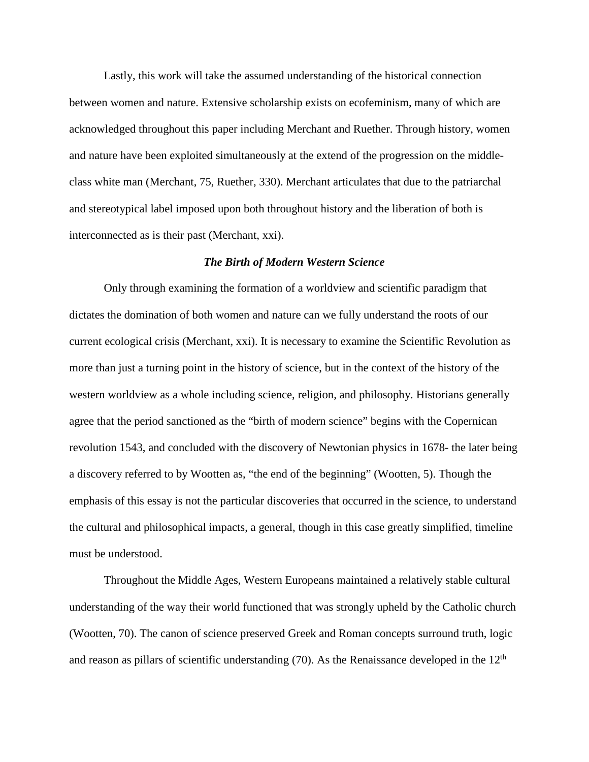Lastly, this work will take the assumed understanding of the historical connection between women and nature. Extensive scholarship exists on ecofeminism, many of which are acknowledged throughout this paper including Merchant and Ruether. Through history, women and nature have been exploited simultaneously at the extend of the progression on the middle-class white man (Merchant, 75, Ruether, 330). Merchant articulates that due to the patriarchal and stereotypical label imposed upon both throughout history and the liberation of both is interconnected as is their past (Merchant, xxi).

### ***The Birth of Modern Western Science***

Only through examining the formation of a worldview and scientific paradigm that dictates the domination of both women and nature can we fully understand the roots of our current ecological crisis (Merchant, xxi). It is necessary to examine the Scientific Revolution as more than just a turning point in the history of science, but in the context of the history of the western worldview as a whole including science, religion, and philosophy. Historians generally agree that the period sanctioned as the "birth of modern science" begins with the Copernican revolution 1543, and concluded with the discovery of Newtonian physics in 1678- the later being a discovery referred to by Wootten as, "the end of the beginning" (Wootten, 5). Though the emphasis of this essay is not the particular discoveries that occurred in the science, to understand the cultural and philosophical impacts, a general, though in this case greatly simplified, timeline must be understood.

Throughout the Middle Ages, Western Europeans maintained a relatively stable cultural understanding of the way their world functioned that was strongly upheld by the Catholic church (Wootten, 70). The canon of science preserved Greek and Roman concepts surround truth, logic and reason as pillars of scientific understanding (70). As the Renaissance developed in the 12th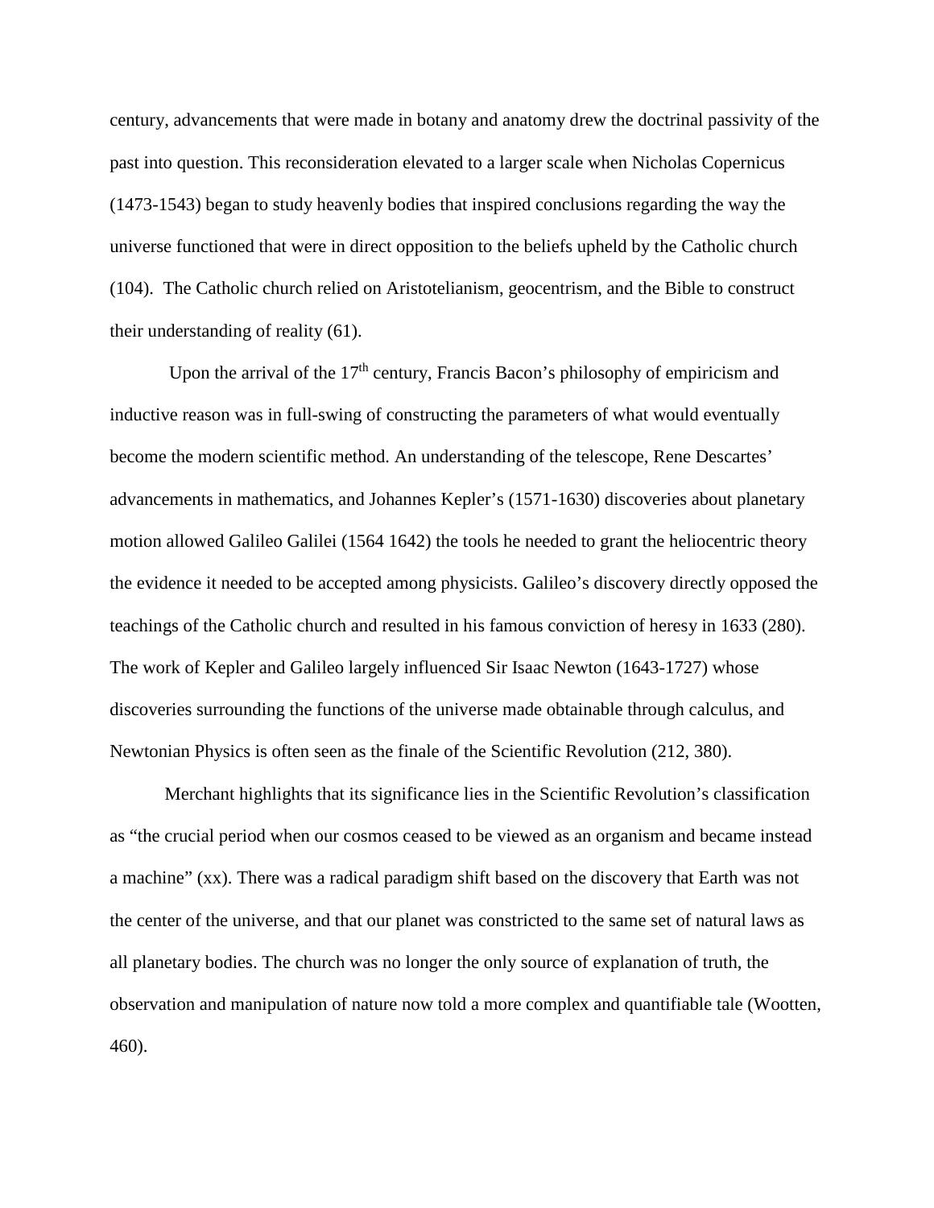century, advancements that were made in botany and anatomy drew the doctrinal passivity of the past into question. This reconsideration elevated to a larger scale when Nicholas Copernicus (1473-1543) began to study heavenly bodies that inspired conclusions regarding the way the universe functioned that were in direct opposition to the beliefs upheld by the Catholic church (104). The Catholic church relied on Aristotelianism, geocentrism, and the Bible to construct their understanding of reality (61).

Upon the arrival of the 17th century, Francis Bacon's philosophy of empiricism and inductive reason was in full-swing of constructing the parameters of what would eventually become the modern scientific method. An understanding of the telescope, Rene Descartes' advancements in mathematics, and Johannes Kepler's (1571-1630) discoveries about planetary motion allowed Galileo Galilei (1564 1642) the tools he needed to grant the heliocentric theory the evidence it needed to be accepted among physicists. Galileo's discovery directly opposed the teachings of the Catholic church and resulted in his famous conviction of heresy in 1633 (280). The work of Kepler and Galileo largely influenced Sir Isaac Newton (1643-1727) whose discoveries surrounding the functions of the universe made obtainable through calculus, and Newtonian Physics is often seen as the finale of the Scientific Revolution (212, 380).

Merchant highlights that its significance lies in the Scientific Revolution's classification as "the crucial period when our cosmos ceased to be viewed as an organism and became instead a machine" (xx). There was a radical paradigm shift based on the discovery that Earth was not the center of the universe, and that our planet was constricted to the same set of natural laws as all planetary bodies. The church was no longer the only source of explanation of truth, the observation and manipulation of nature now told a more complex and quantifiable tale (Wootten, 460).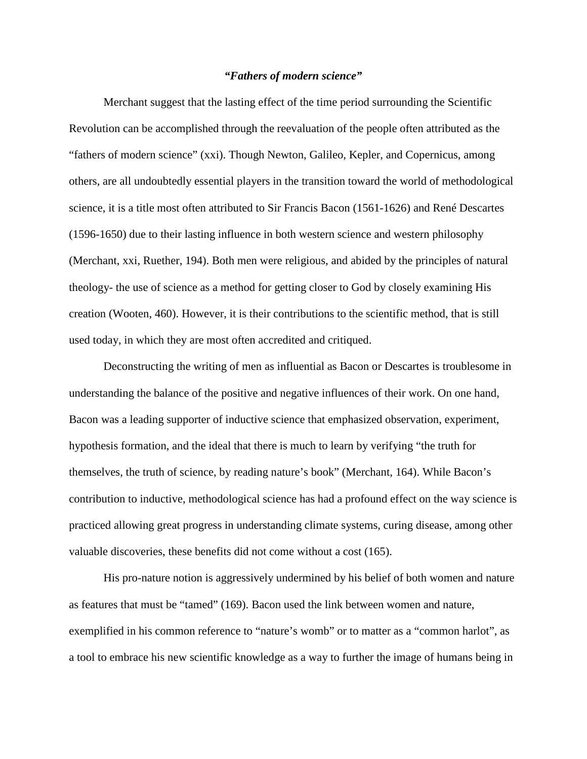### *"Fathers of modern science"*

Merchant suggest that the lasting effect of the time period surrounding the Scientific Revolution can be accomplished through the reevaluation of the people often attributed as the "fathers of modern science" (xxi). Though Newton, Galileo, Kepler, and Copernicus, among others, are all undoubtedly essential players in the transition toward the world of methodological science, it is a title most often attributed to Sir Francis Bacon (1561-1626) and René Descartes (1596-1650) due to their lasting influence in both western science and western philosophy (Merchant, xxi, Ruether, 194). Both men were religious, and abided by the principles of natural theology- the use of science as a method for getting closer to God by closely examining His creation (Wooten, 460). However, it is their contributions to the scientific method, that is still used today, in which they are most often accredited and critiqued.

Deconstructing the writing of men as influential as Bacon or Descartes is troublesome in understanding the balance of the positive and negative influences of their work. On one hand, Bacon was a leading supporter of inductive science that emphasized observation, experiment, hypothesis formation, and the ideal that there is much to learn by verifying "the truth for themselves, the truth of science, by reading nature's book" (Merchant, 164). While Bacon's contribution to inductive, methodological science has had a profound effect on the way science is practiced allowing great progress in understanding climate systems, curing disease, among other valuable discoveries, these benefits did not come without a cost (165).

His pro-nature notion is aggressively undermined by his belief of both women and nature as features that must be "tamed" (169). Bacon used the link between women and nature, exemplified in his common reference to "nature's womb" or to matter as a "common harlot", as a tool to embrace his new scientific knowledge as a way to further the image of humans being in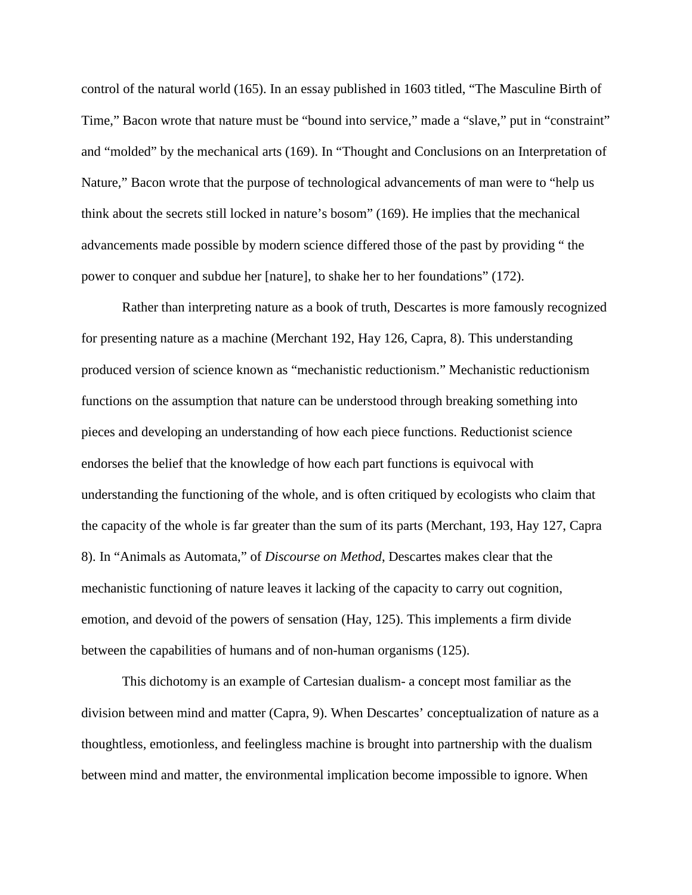control of the natural world (165). In an essay published in 1603 titled, "The Masculine Birth of Time," Bacon wrote that nature must be "bound into service," made a "slave," put in "constraint" and "molded" by the mechanical arts (169). In "Thought and Conclusions on an Interpretation of Nature," Bacon wrote that the purpose of technological advancements of man were to "help us think about the secrets still locked in nature's bosom" (169). He implies that the mechanical advancements made possible by modern science differed those of the past by providing " the power to conquer and subdue her [nature], to shake her to her foundations" (172).

Rather than interpreting nature as a book of truth, Descartes is more famously recognized for presenting nature as a machine (Merchant 192, Hay 126, Capra, 8). This understanding produced version of science known as "mechanistic reductionism." Mechanistic reductionism functions on the assumption that nature can be understood through breaking something into pieces and developing an understanding of how each piece functions. Reductionist science endorses the belief that the knowledge of how each part functions is equivocal with understanding the functioning of the whole, and is often critiqued by ecologists who claim that the capacity of the whole is far greater than the sum of its parts (Merchant, 193, Hay 127, Capra 8). In "Animals as Automata," of *Discourse on Method*, Descartes makes clear that the mechanistic functioning of nature leaves it lacking of the capacity to carry out cognition, emotion, and devoid of the powers of sensation (Hay, 125). This implements a firm divide between the capabilities of humans and of non-human organisms (125).

This dichotomy is an example of Cartesian dualism- a concept most familiar as the division between mind and matter (Capra, 9). When Descartes' conceptualization of nature as a thoughtless, emotionless, and feelingless machine is brought into partnership with the dualism between mind and matter, the environmental implication become impossible to ignore. When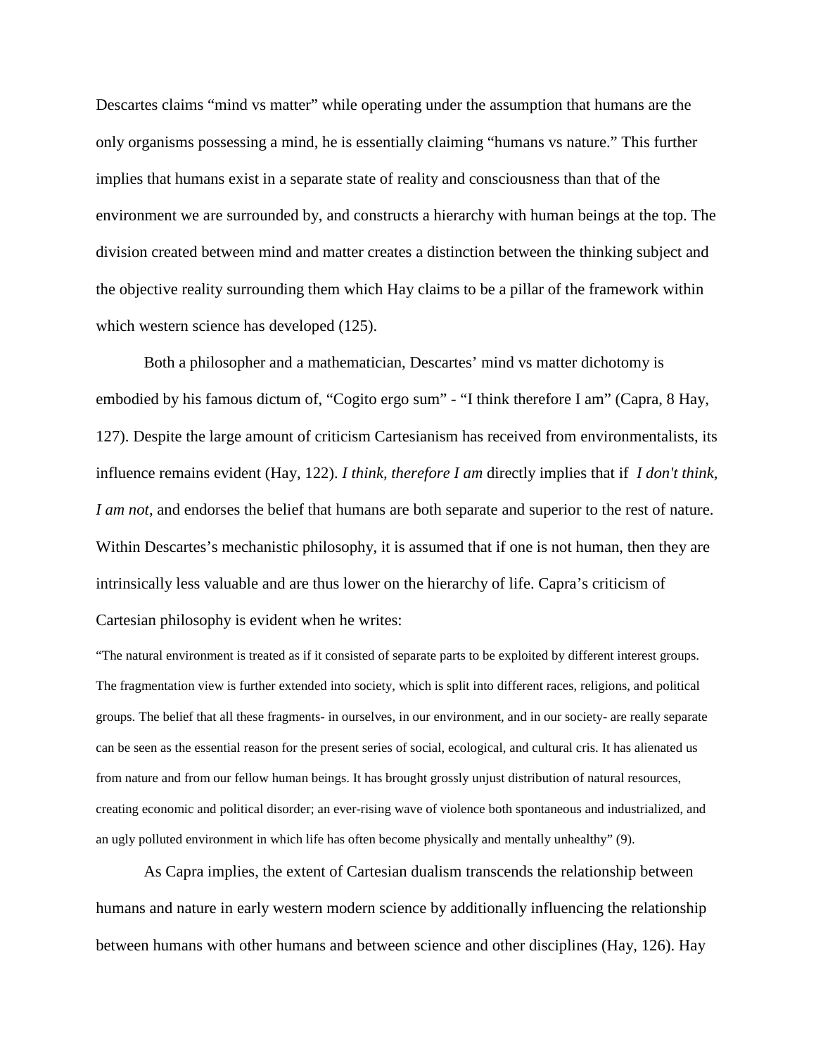Descartes claims “mind vs matter” while operating under the assumption that humans are the only organisms possessing a mind, he is essentially claiming “humans vs nature.” This further implies that humans exist in a separate state of reality and consciousness than that of the environment we are surrounded by, and constructs a hierarchy with human beings at the top. The division created between mind and matter creates a distinction between the thinking subject and the objective reality surrounding them which Hay claims to be a pillar of the framework within which western science has developed (125).

Both a philosopher and a mathematician, Descartes’ mind vs matter dichotomy is embodied by his famous dictum of, “Cogito ergo sum” - “I think therefore I am” (Capra, 8 Hay, 127). Despite the large amount of criticism Cartesianism has received from environmentalists, its influence remains evident (Hay, 122). *I think, therefore I am* directly implies that if *I don't think, I am not,* and endorses the belief that humans are both separate and superior to the rest of nature. Within Descartes’s mechanistic philosophy, it is assumed that if one is not human, then they are intrinsically less valuable and are thus lower on the hierarchy of life. Capra’s criticism of Cartesian philosophy is evident when he writes:

> “The natural environment is treated as if it consisted of separate parts to be exploited by different interest groups. The fragmentation view is further extended into society, which is split into different races, religions, and political groups. The belief that all these fragments- in ourselves, in our environment, and in our society- are really separate can be seen as the essential reason for the present series of social, ecological, and cultural cris. It has alienated us from nature and from our fellow human beings. It has brought grossly unjust distribution of natural resources, creating economic and political disorder; an ever-rising wave of violence both spontaneous and industrialized, and an ugly polluted environment in which life has often become physically and mentally unhealthy” (9).

As Capra implies, the extent of Cartesian dualism transcends the relationship between humans and nature in early western modern science by additionally influencing the relationship between humans with other humans and between science and other disciplines (Hay, 126). Hay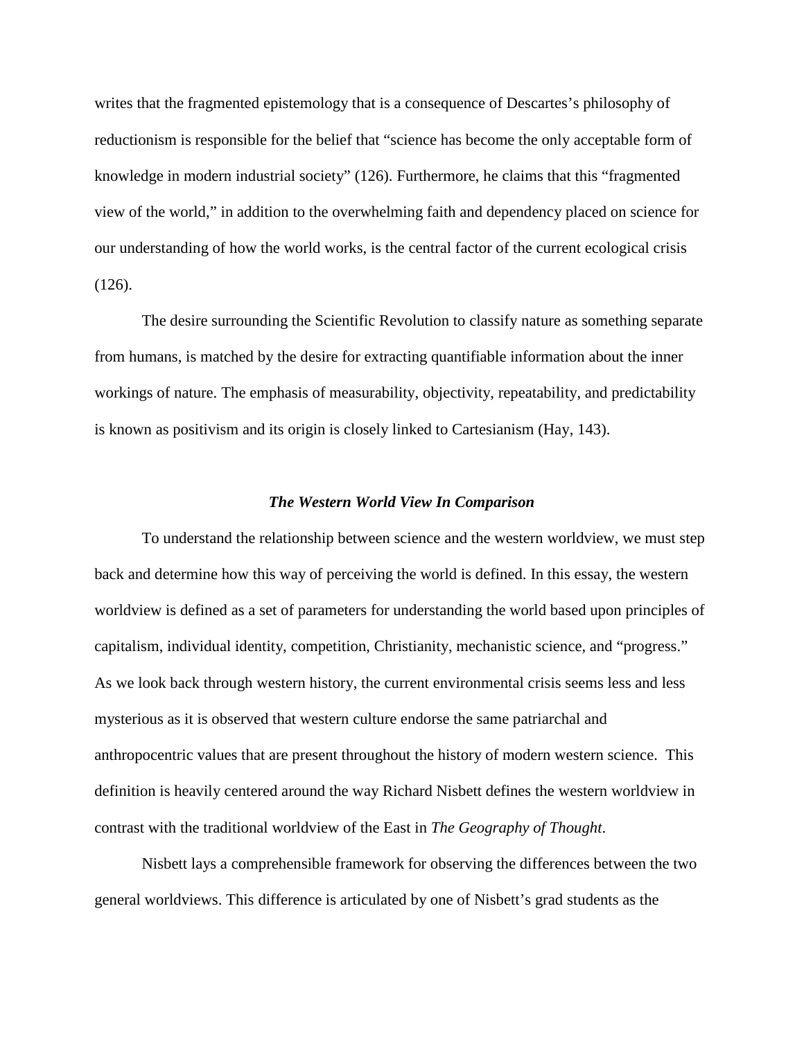writes that the fragmented epistemology that is a consequence of Descartes's philosophy of reductionism is responsible for the belief that "science has become the only acceptable form of knowledge in modern industrial society" (126). Furthermore, he claims that this "fragmented view of the world," in addition to the overwhelming faith and dependency placed on science for our understanding of how the world works, is the central factor of the current ecological crisis (126).

The desire surrounding the Scientific Revolution to classify nature as something separate from humans, is matched by the desire for extracting quantifiable information about the inner workings of nature. The emphasis of measurability, objectivity, repeatability, and predictability is known as positivism and its origin is closely linked to Cartesianism (Hay, 143).

### *The Western World View In Comparison*

To understand the relationship between science and the western worldview, we must step back and determine how this way of perceiving the world is defined. In this essay, the western worldview is defined as a set of parameters for understanding the world based upon principles of capitalism, individual identity, competition, Christianity, mechanistic science, and "progress." As we look back through western history, the current environmental crisis seems less and less mysterious as it is observed that western culture endorse the same patriarchal and anthropocentric values that are present throughout the history of modern western science. This definition is heavily centered around the way Richard Nisbett defines the western worldview in contrast with the traditional worldview of the East in *The Geography of Thought*.

Nisbett lays a comprehensible framework for observing the differences between the two general worldviews. This difference is articulated by one of Nisbett's grad students as the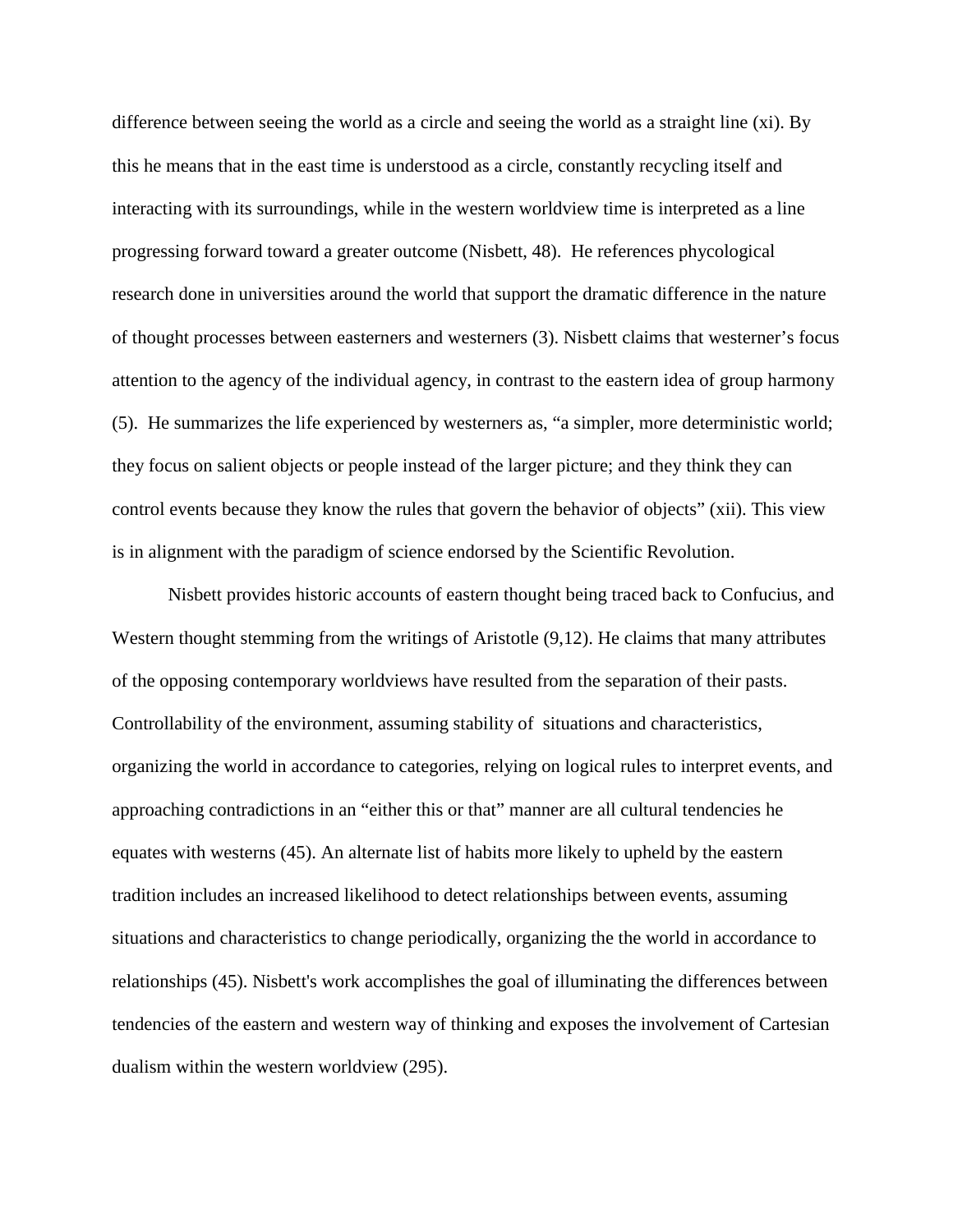difference between seeing the world as a circle and seeing the world as a straight line (xi). By this he means that in the east time is understood as a circle, constantly recycling itself and interacting with its surroundings, while in the western worldview time is interpreted as a line progressing forward toward a greater outcome (Nisbett, 48).  He references phycological research done in universities around the world that support the dramatic difference in the nature of thought processes between easterners and westerners (3). Nisbett claims that westerner's focus attention to the agency of the individual agency, in contrast to the eastern idea of group harmony (5).  He summarizes the life experienced by westerners as, "a simpler, more deterministic world; they focus on salient objects or people instead of the larger picture; and they think they can control events because they know the rules that govern the behavior of objects" (xii). This view is in alignment with the paradigm of science endorsed by the Scientific Revolution.

Nisbett provides historic accounts of eastern thought being traced back to Confucius, and Western thought stemming from the writings of Aristotle (9,12). He claims that many attributes of the opposing contemporary worldviews have resulted from the separation of their pasts. Controllability of the environment, assuming stability of  situations and characteristics, organizing the world in accordance to categories, relying on logical rules to interpret events, and approaching contradictions in an "either this or that" manner are all cultural tendencies he equates with westerns (45). An alternate list of habits more likely to upheld by the eastern tradition includes an increased likelihood to detect relationships between events, assuming situations and characteristics to change periodically, organizing the the world in accordance to relationships (45). Nisbett's work accomplishes the goal of illuminating the differences between tendencies of the eastern and western way of thinking and exposes the involvement of Cartesian dualism within the western worldview (295).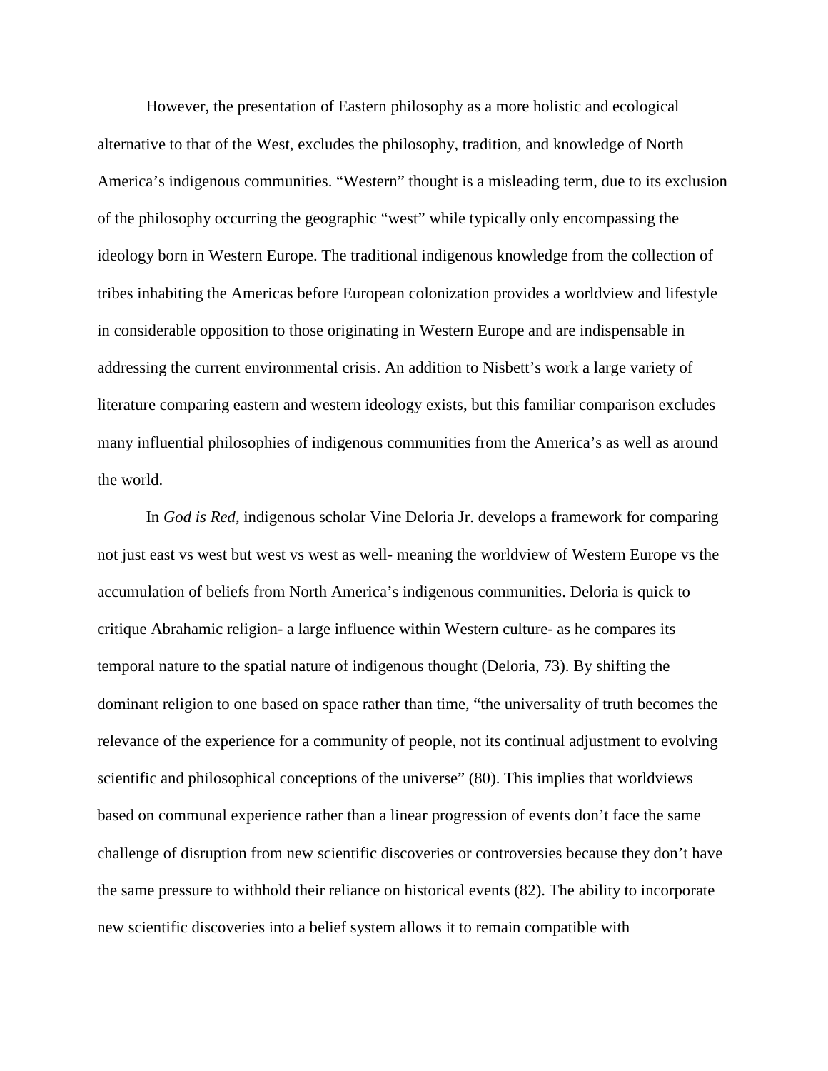However, the presentation of Eastern philosophy as a more holistic and ecological alternative to that of the West, excludes the philosophy, tradition, and knowledge of North America's indigenous communities. "Western" thought is a misleading term, due to its exclusion of the philosophy occurring the geographic "west" while typically only encompassing the ideology born in Western Europe. The traditional indigenous knowledge from the collection of tribes inhabiting the Americas before European colonization provides a worldview and lifestyle in considerable opposition to those originating in Western Europe and are indispensable in addressing the current environmental crisis. An addition to Nisbett's work a large variety of literature comparing eastern and western ideology exists, but this familiar comparison excludes many influential philosophies of indigenous communities from the America's as well as around the world.

In *God is Red*, indigenous scholar Vine Deloria Jr. develops a framework for comparing not just east vs west but west vs west as well- meaning the worldview of Western Europe vs the accumulation of beliefs from North America's indigenous communities. Deloria is quick to critique Abrahamic religion- a large influence within Western culture- as he compares its temporal nature to the spatial nature of indigenous thought (Deloria, 73). By shifting the dominant religion to one based on space rather than time, "the universality of truth becomes the relevance of the experience for a community of people, not its continual adjustment to evolving scientific and philosophical conceptions of the universe" (80). This implies that worldviews based on communal experience rather than a linear progression of events don't face the same challenge of disruption from new scientific discoveries or controversies because they don't have the same pressure to withhold their reliance on historical events (82). The ability to incorporate new scientific discoveries into a belief system allows it to remain compatible with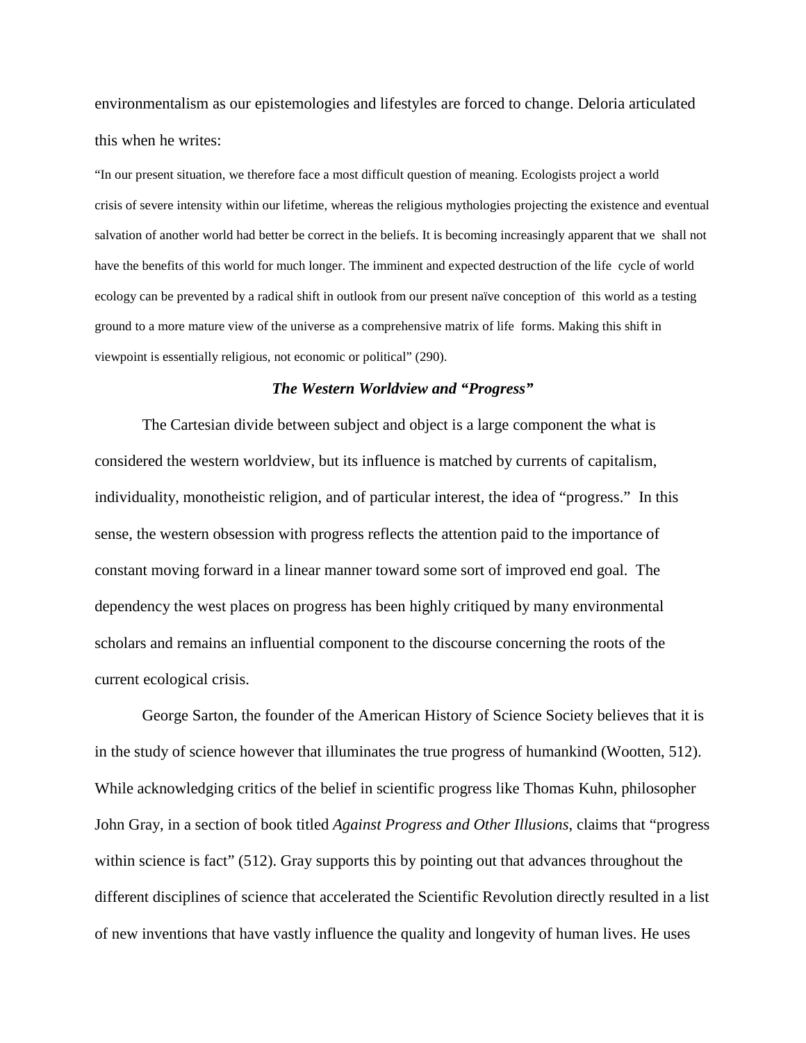environmentalism as our epistemologies and lifestyles are forced to change. Deloria articulated this when he writes:

> "In our present situation, we therefore face a most difficult question of meaning. Ecologists project a world crisis of severe intensity within our lifetime, whereas the religious mythologies projecting the existence and eventual salvation of another world had better be correct in the beliefs. It is becoming increasingly apparent that we shall not have the benefits of this world for much longer. The imminent and expected destruction of the life cycle of world ecology can be prevented by a radical shift in outlook from our present naïve conception of this world as a testing ground to a more mature view of the universe as a comprehensive matrix of life forms. Making this shift in viewpoint is essentially religious, not economic or political" (290).

### *The Western Worldview and "Progress"*

The Cartesian divide between subject and object is a large component the what is considered the western worldview, but its influence is matched by currents of capitalism, individuality, monotheistic religion, and of particular interest, the idea of "progress." In this sense, the western obsession with progress reflects the attention paid to the importance of constant moving forward in a linear manner toward some sort of improved end goal. The dependency the west places on progress has been highly critiqued by many environmental scholars and remains an influential component to the discourse concerning the roots of the current ecological crisis.

George Sarton, the founder of the American History of Science Society believes that it is in the study of science however that illuminates the true progress of humankind (Wootten, 512). While acknowledging critics of the belief in scientific progress like Thomas Kuhn, philosopher John Gray, in a section of book titled *Against Progress and Other Illusions*, claims that "progress within science is fact" (512). Gray supports this by pointing out that advances throughout the different disciplines of science that accelerated the Scientific Revolution directly resulted in a list of new inventions that have vastly influence the quality and longevity of human lives. He uses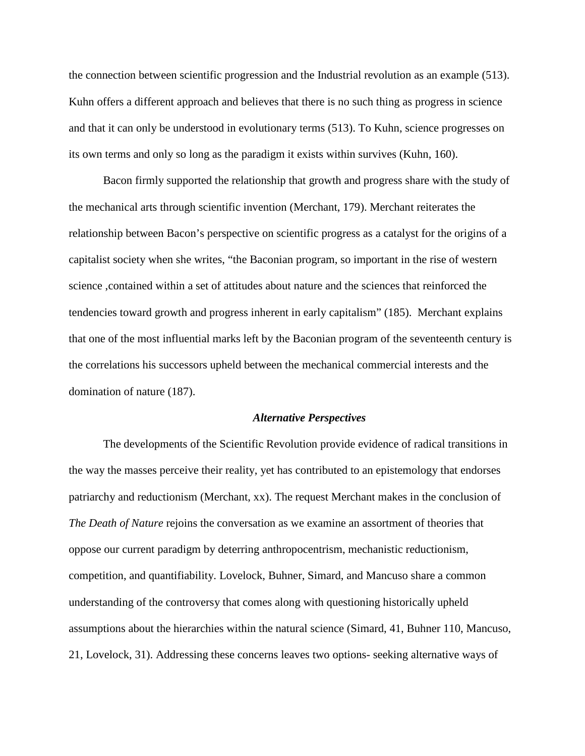the connection between scientific progression and the Industrial revolution as an example (513). Kuhn offers a different approach and believes that there is no such thing as progress in science and that it can only be understood in evolutionary terms (513). To Kuhn, science progresses on its own terms and only so long as the paradigm it exists within survives (Kuhn, 160).

Bacon firmly supported the relationship that growth and progress share with the study of the mechanical arts through scientific invention (Merchant, 179). Merchant reiterates the relationship between Bacon's perspective on scientific progress as a catalyst for the origins of a capitalist society when she writes, "the Baconian program, so important in the rise of western science ,contained within a set of attitudes about nature and the sciences that reinforced the tendencies toward growth and progress inherent in early capitalism" (185). Merchant explains that one of the most influential marks left by the Baconian program of the seventeenth century is the correlations his successors upheld between the mechanical commercial interests and the domination of nature (187).

### *Alternative Perspectives*

The developments of the Scientific Revolution provide evidence of radical transitions in the way the masses perceive their reality, yet has contributed to an epistemology that endorses patriarchy and reductionism (Merchant, xx). The request Merchant makes in the conclusion of *The Death of Nature* rejoins the conversation as we examine an assortment of theories that oppose our current paradigm by deterring anthropocentrism, mechanistic reductionism, competition, and quantifiability. Lovelock, Buhner, Simard, and Mancuso share a common understanding of the controversy that comes along with questioning historically upheld assumptions about the hierarchies within the natural science (Simard, 41, Buhner 110, Mancuso, 21, Lovelock, 31). Addressing these concerns leaves two options- seeking alternative ways of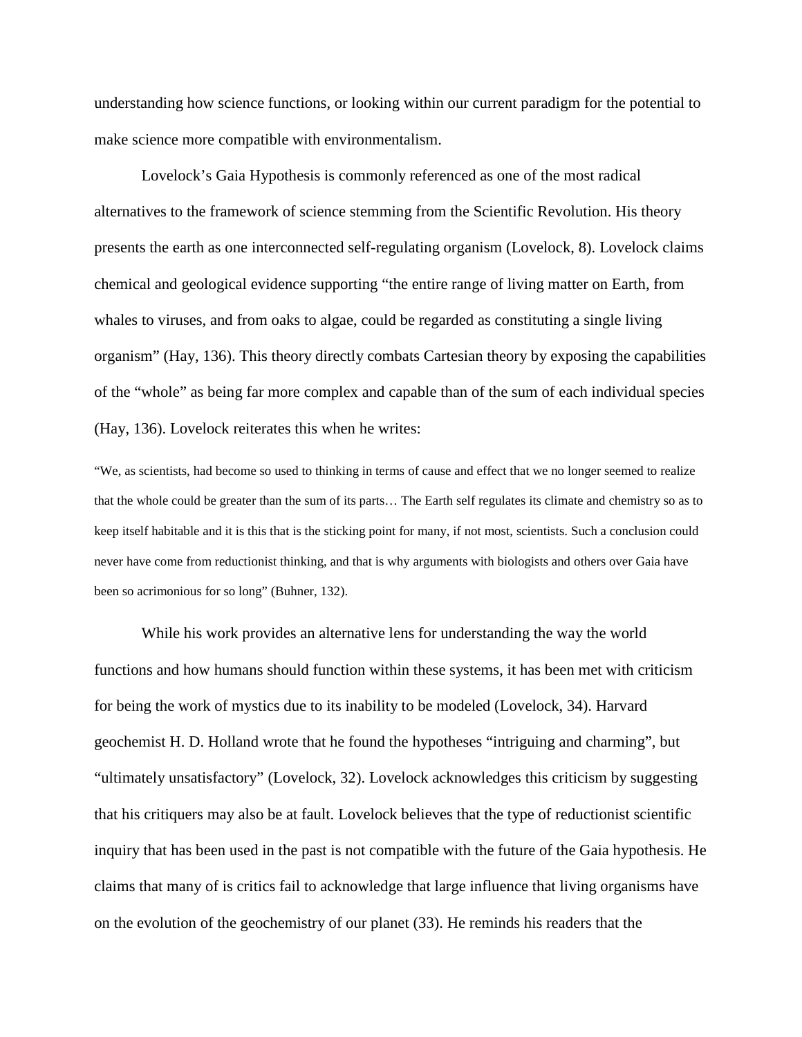understanding how science functions, or looking within our current paradigm for the potential to make science more compatible with environmentalism.

Lovelock's Gaia Hypothesis is commonly referenced as one of the most radical alternatives to the framework of science stemming from the Scientific Revolution. His theory presents the earth as one interconnected self-regulating organism (Lovelock, 8). Lovelock claims chemical and geological evidence supporting "the entire range of living matter on Earth, from whales to viruses, and from oaks to algae, could be regarded as constituting a single living organism" (Hay, 136). This theory directly combats Cartesian theory by exposing the capabilities of the "whole" as being far more complex and capable than of the sum of each individual species (Hay, 136). Lovelock reiterates this when he writes:

> "We, as scientists, had become so used to thinking in terms of cause and effect that we no longer seemed to realize that the whole could be greater than the sum of its parts… The Earth self regulates its climate and chemistry so as to keep itself habitable and it is this that is the sticking point for many, if not most, scientists. Such a conclusion could never have come from reductionist thinking, and that is why arguments with biologists and others over Gaia have been so acrimonious for so long" (Buhner, 132).

While his work provides an alternative lens for understanding the way the world functions and how humans should function within these systems, it has been met with criticism for being the work of mystics due to its inability to be modeled (Lovelock, 34). Harvard geochemist H. D. Holland wrote that he found the hypotheses "intriguing and charming", but "ultimately unsatisfactory" (Lovelock, 32). Lovelock acknowledges this criticism by suggesting that his critiquers may also be at fault. Lovelock believes that the type of reductionist scientific inquiry that has been used in the past is not compatible with the future of the Gaia hypothesis. He claims that many of is critics fail to acknowledge that large influence that living organisms have on the evolution of the geochemistry of our planet (33). He reminds his readers that the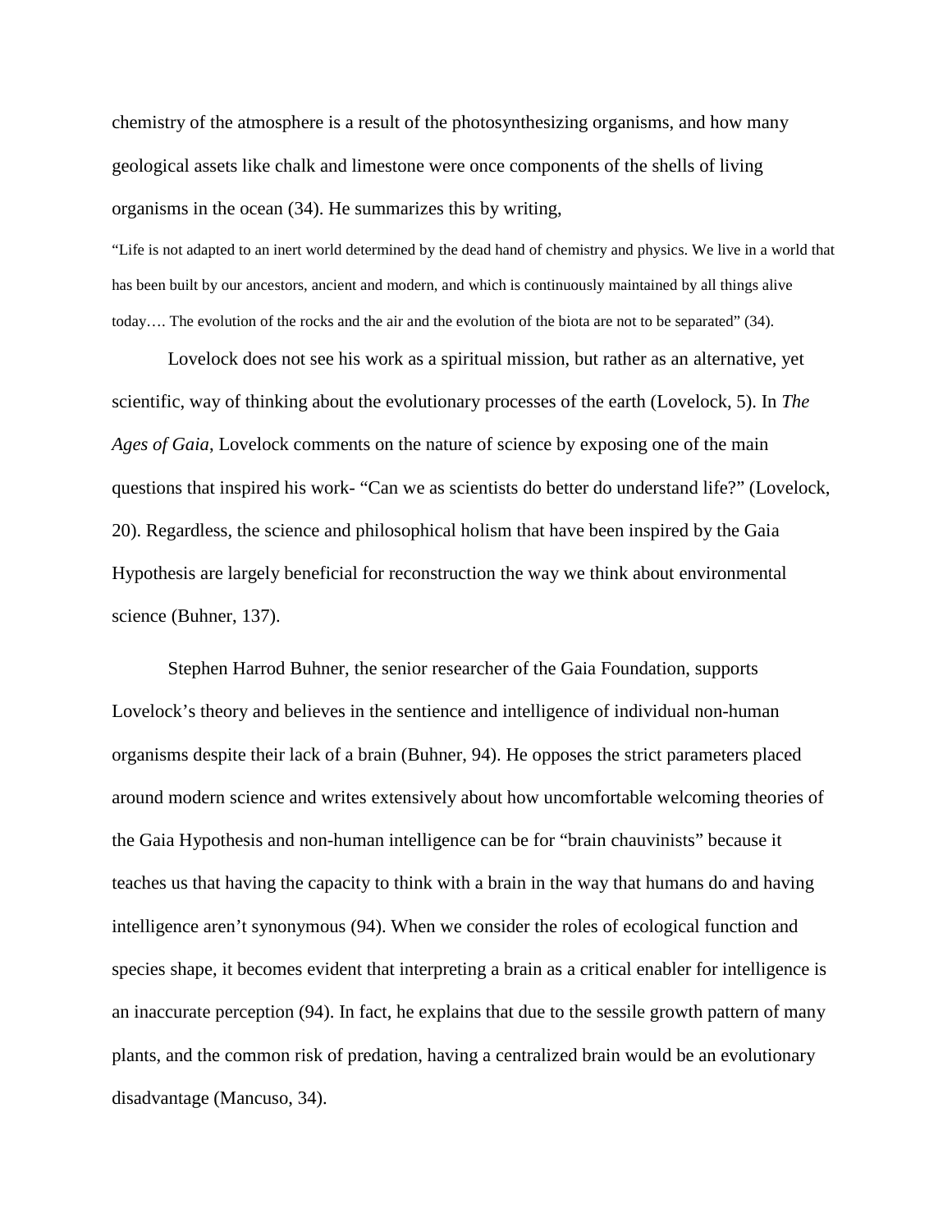chemistry of the atmosphere is a result of the photosynthesizing organisms, and how many geological assets like chalk and limestone were once components of the shells of living organisms in the ocean (34). He summarizes this by writing,

> "Life is not adapted to an inert world determined by the dead hand of chemistry and physics. We live in a world that has been built by our ancestors, ancient and modern, and which is continuously maintained by all things alive today…. The evolution of the rocks and the air and the evolution of the biota are not to be separated" (34).

Lovelock does not see his work as a spiritual mission, but rather as an alternative, yet scientific, way of thinking about the evolutionary processes of the earth (Lovelock, 5). In *The Ages of Gaia*, Lovelock comments on the nature of science by exposing one of the main questions that inspired his work- "Can we as scientists do better do understand life?" (Lovelock, 20). Regardless, the science and philosophical holism that have been inspired by the Gaia Hypothesis are largely beneficial for reconstruction the way we think about environmental science (Buhner, 137).

Stephen Harrod Buhner, the senior researcher of the Gaia Foundation, supports Lovelock's theory and believes in the sentience and intelligence of individual non-human organisms despite their lack of a brain (Buhner, 94). He opposes the strict parameters placed around modern science and writes extensively about how uncomfortable welcoming theories of the Gaia Hypothesis and non-human intelligence can be for "brain chauvinists" because it teaches us that having the capacity to think with a brain in the way that humans do and having intelligence aren't synonymous (94). When we consider the roles of ecological function and species shape, it becomes evident that interpreting a brain as a critical enabler for intelligence is an inaccurate perception (94). In fact, he explains that due to the sessile growth pattern of many plants, and the common risk of predation, having a centralized brain would be an evolutionary disadvantage (Mancuso, 34).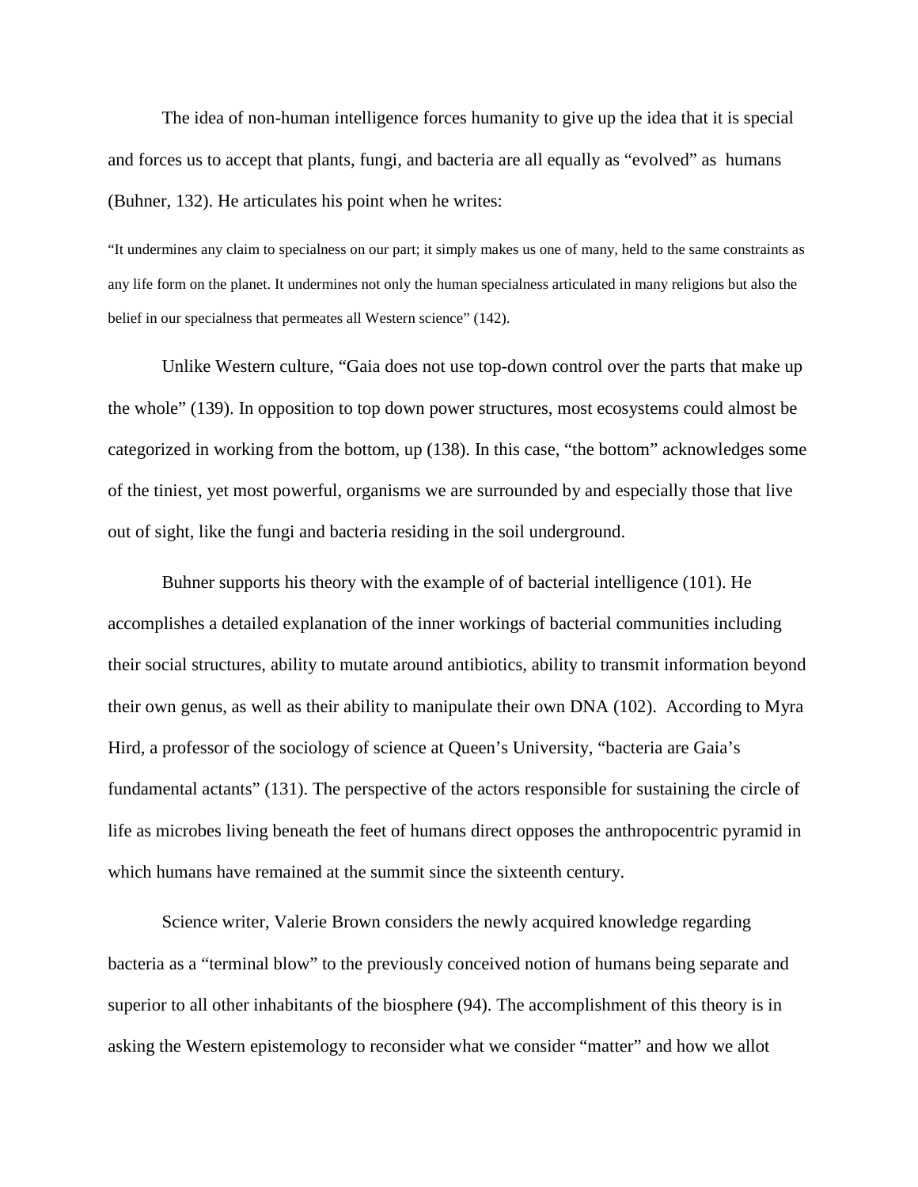The idea of non-human intelligence forces humanity to give up the idea that it is special and forces us to accept that plants, fungi, and bacteria are all equally as "evolved" as humans (Buhner, 132). He articulates his point when he writes:

> "It undermines any claim to specialness on our part; it simply makes us one of many, held to the same constraints as any life form on the planet. It undermines not only the human specialness articulated in many religions but also the belief in our specialness that permeates all Western science" (142).

Unlike Western culture, "Gaia does not use top-down control over the parts that make up the whole" (139). In opposition to top down power structures, most ecosystems could almost be categorized in working from the bottom, up (138). In this case, "the bottom" acknowledges some of the tiniest, yet most powerful, organisms we are surrounded by and especially those that live out of sight, like the fungi and bacteria residing in the soil underground.

Buhner supports his theory with the example of of bacterial intelligence (101). He accomplishes a detailed explanation of the inner workings of bacterial communities including their social structures, ability to mutate around antibiotics, ability to transmit information beyond their own genus, as well as their ability to manipulate their own DNA (102). According to Myra Hird, a professor of the sociology of science at Queen's University, "bacteria are Gaia's fundamental actants" (131). The perspective of the actors responsible for sustaining the circle of life as microbes living beneath the feet of humans direct opposes the anthropocentric pyramid in which humans have remained at the summit since the sixteenth century.

Science writer, Valerie Brown considers the newly acquired knowledge regarding bacteria as a "terminal blow" to the previously conceived notion of humans being separate and superior to all other inhabitants of the biosphere (94). The accomplishment of this theory is in asking the Western epistemology to reconsider what we consider "matter" and how we allot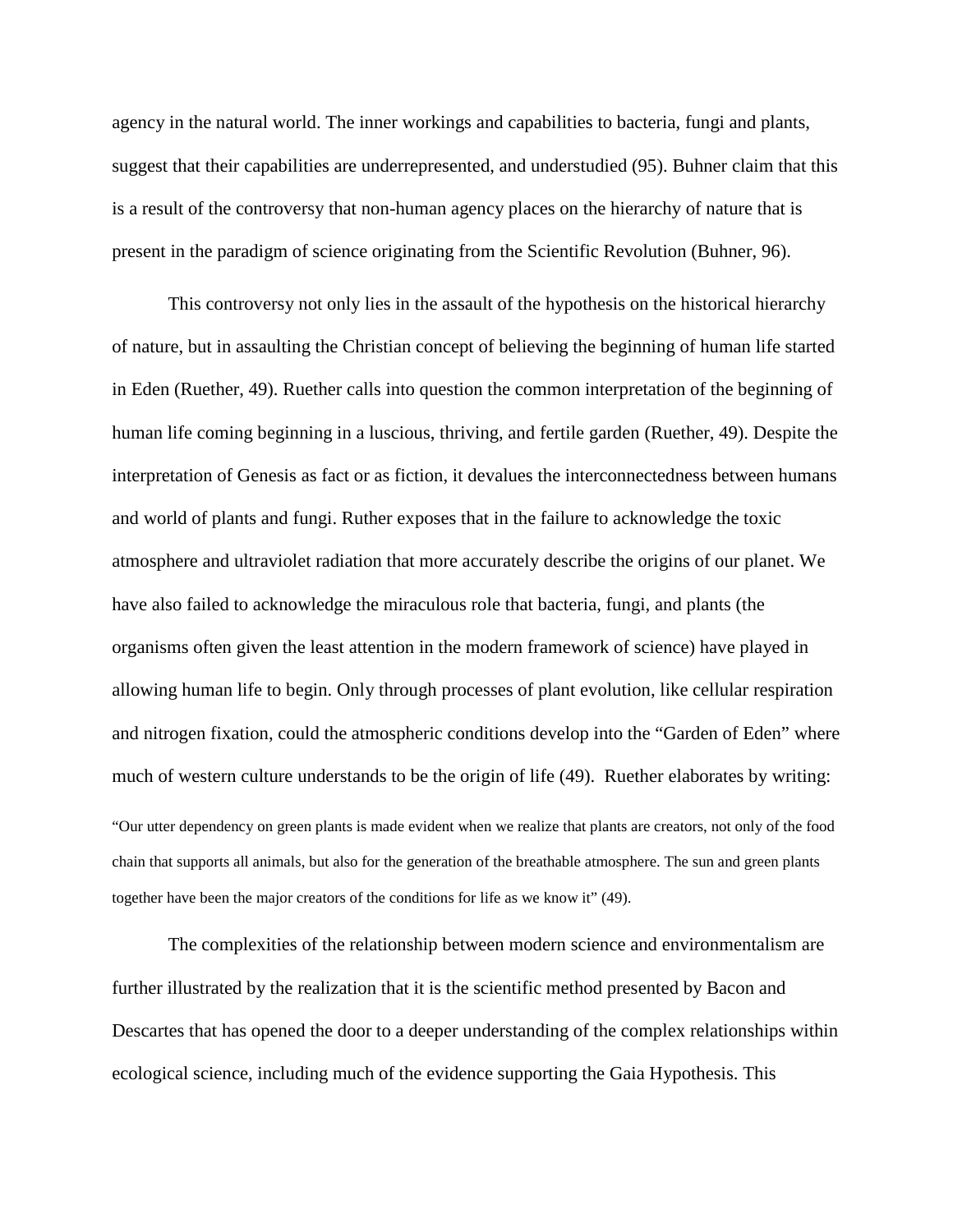agency in the natural world. The inner workings and capabilities to bacteria, fungi and plants, suggest that their capabilities are underrepresented, and understudied (95). Buhner claim that this is a result of the controversy that non-human agency places on the hierarchy of nature that is present in the paradigm of science originating from the Scientific Revolution (Buhner, 96).

This controversy not only lies in the assault of the hypothesis on the historical hierarchy of nature, but in assaulting the Christian concept of believing the beginning of human life started in Eden (Ruether, 49). Ruether calls into question the common interpretation of the beginning of human life coming beginning in a luscious, thriving, and fertile garden (Ruether, 49). Despite the interpretation of Genesis as fact or as fiction, it devalues the interconnectedness between humans and world of plants and fungi. Ruther exposes that in the failure to acknowledge the toxic atmosphere and ultraviolet radiation that more accurately describe the origins of our planet. We have also failed to acknowledge the miraculous role that bacteria, fungi, and plants (the organisms often given the least attention in the modern framework of science) have played in allowing human life to begin. Only through processes of plant evolution, like cellular respiration and nitrogen fixation, could the atmospheric conditions develop into the "Garden of Eden" where much of western culture understands to be the origin of life (49). Ruether elaborates by writing:

"Our utter dependency on green plants is made evident when we realize that plants are creators, not only of the food chain that supports all animals, but also for the generation of the breathable atmosphere. The sun and green plants together have been the major creators of the conditions for life as we know it" (49).

The complexities of the relationship between modern science and environmentalism are further illustrated by the realization that it is the scientific method presented by Bacon and Descartes that has opened the door to a deeper understanding of the complex relationships within ecological science, including much of the evidence supporting the Gaia Hypothesis. This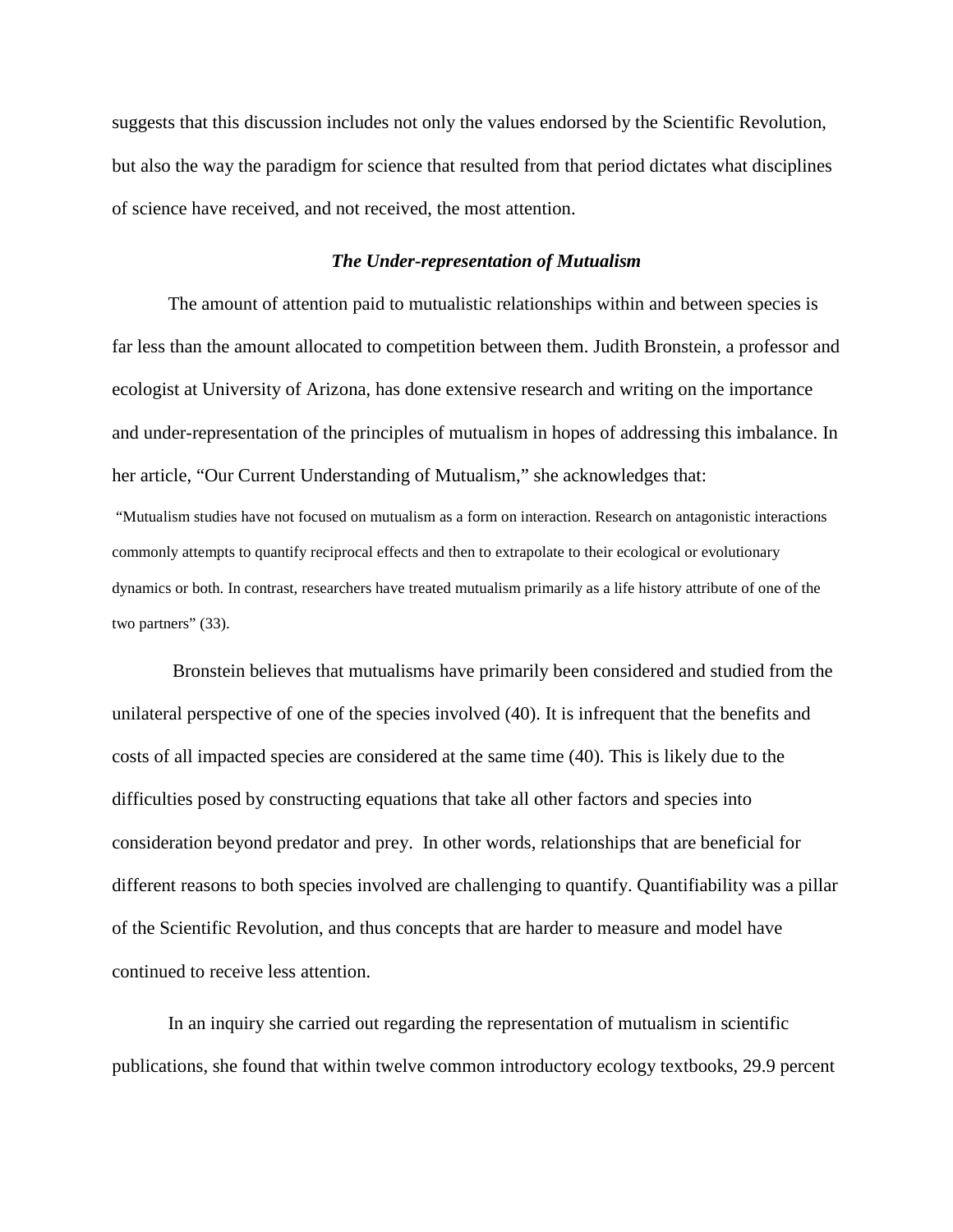suggests that this discussion includes not only the values endorsed by the Scientific Revolution, but also the way the paradigm for science that resulted from that period dictates what disciplines of science have received, and not received, the most attention.

### *The Under-representation of Mutualism*

The amount of attention paid to mutualistic relationships within and between species is far less than the amount allocated to competition between them. Judith Bronstein, a professor and ecologist at University of Arizona, has done extensive research and writing on the importance and under-representation of the principles of mutualism in hopes of addressing this imbalance. In her article, "Our Current Understanding of Mutualism," she acknowledges that:

> "Mutualism studies have not focused on mutualism as a form on interaction. Research on antagonistic interactions commonly attempts to quantify reciprocal effects and then to extrapolate to their ecological or evolutionary dynamics or both. In contrast, researchers have treated mutualism primarily as a life history attribute of one of the two partners" (33).

Bronstein believes that mutualisms have primarily been considered and studied from the unilateral perspective of one of the species involved (40). It is infrequent that the benefits and costs of all impacted species are considered at the same time (40). This is likely due to the difficulties posed by constructing equations that take all other factors and species into consideration beyond predator and prey. In other words, relationships that are beneficial for different reasons to both species involved are challenging to quantify. Quantifiability was a pillar of the Scientific Revolution, and thus concepts that are harder to measure and model have continued to receive less attention.

In an inquiry she carried out regarding the representation of mutualism in scientific publications, she found that within twelve common introductory ecology textbooks, 29.9 percent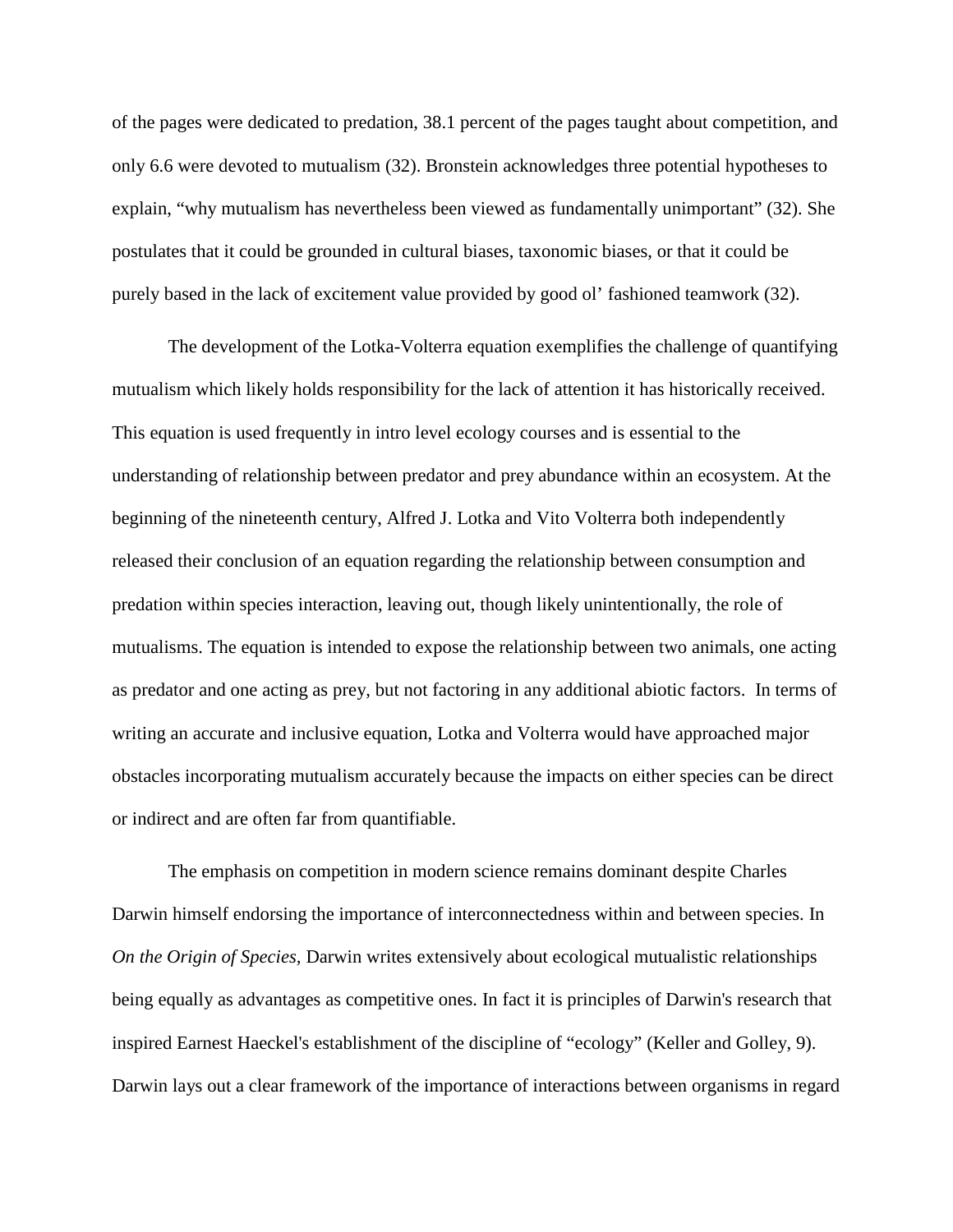of the pages were dedicated to predation, 38.1 percent of the pages taught about competition, and only 6.6 were devoted to mutualism (32). Bronstein acknowledges three potential hypotheses to explain, "why mutualism has nevertheless been viewed as fundamentally unimportant" (32). She postulates that it could be grounded in cultural biases, taxonomic biases, or that it could be purely based in the lack of excitement value provided by good ol' fashioned teamwork (32).

The development of the Lotka-Volterra equation exemplifies the challenge of quantifying mutualism which likely holds responsibility for the lack of attention it has historically received. This equation is used frequently in intro level ecology courses and is essential to the understanding of relationship between predator and prey abundance within an ecosystem. At the beginning of the nineteenth century, Alfred J. Lotka and Vito Volterra both independently released their conclusion of an equation regarding the relationship between consumption and predation within species interaction, leaving out, though likely unintentionally, the role of mutualisms. The equation is intended to expose the relationship between two animals, one acting as predator and one acting as prey, but not factoring in any additional abiotic factors. In terms of writing an accurate and inclusive equation, Lotka and Volterra would have approached major obstacles incorporating mutualism accurately because the impacts on either species can be direct or indirect and are often far from quantifiable.

The emphasis on competition in modern science remains dominant despite Charles Darwin himself endorsing the importance of interconnectedness within and between species. In *On the Origin of Species*, Darwin writes extensively about ecological mutualistic relationships being equally as advantages as competitive ones. In fact it is principles of Darwin's research that inspired Earnest Haeckel's establishment of the discipline of "ecology" (Keller and Golley, 9). Darwin lays out a clear framework of the importance of interactions between organisms in regard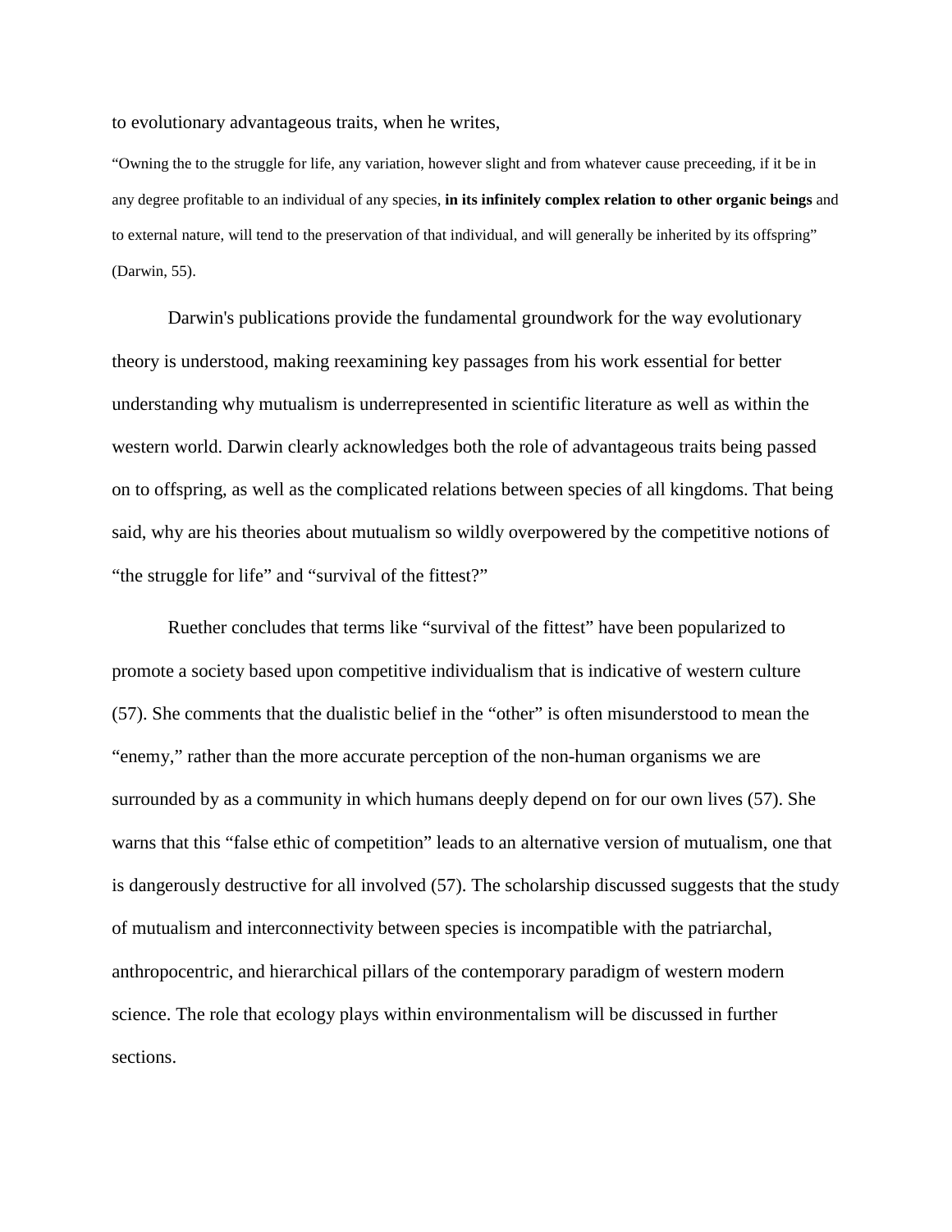to evolutionary advantageous traits, when he writes,

> "Owning the to the struggle for life, any variation, however slight and from whatever cause preceeding, if it be in any degree profitable to an individual of any species, **in its infinitely complex relation to other organic beings** and to external nature, will tend to the preservation of that individual, and will generally be inherited by its offspring" (Darwin, 55).

Darwin's publications provide the fundamental groundwork for the way evolutionary theory is understood, making reexamining key passages from his work essential for better understanding why mutualism is underrepresented in scientific literature as well as within the western world. Darwin clearly acknowledges both the role of advantageous traits being passed on to offspring, as well as the complicated relations between species of all kingdoms. That being said, why are his theories about mutualism so wildly overpowered by the competitive notions of "the struggle for life" and "survival of the fittest?"

Ruether concludes that terms like "survival of the fittest" have been popularized to promote a society based upon competitive individualism that is indicative of western culture (57). She comments that the dualistic belief in the "other" is often misunderstood to mean the "enemy," rather than the more accurate perception of the non-human organisms we are surrounded by as a community in which humans deeply depend on for our own lives (57). She warns that this "false ethic of competition" leads to an alternative version of mutualism, one that is dangerously destructive for all involved (57). The scholarship discussed suggests that the study of mutualism and interconnectivity between species is incompatible with the patriarchal, anthropocentric, and hierarchical pillars of the contemporary paradigm of western modern science. The role that ecology plays within environmentalism will be discussed in further sections.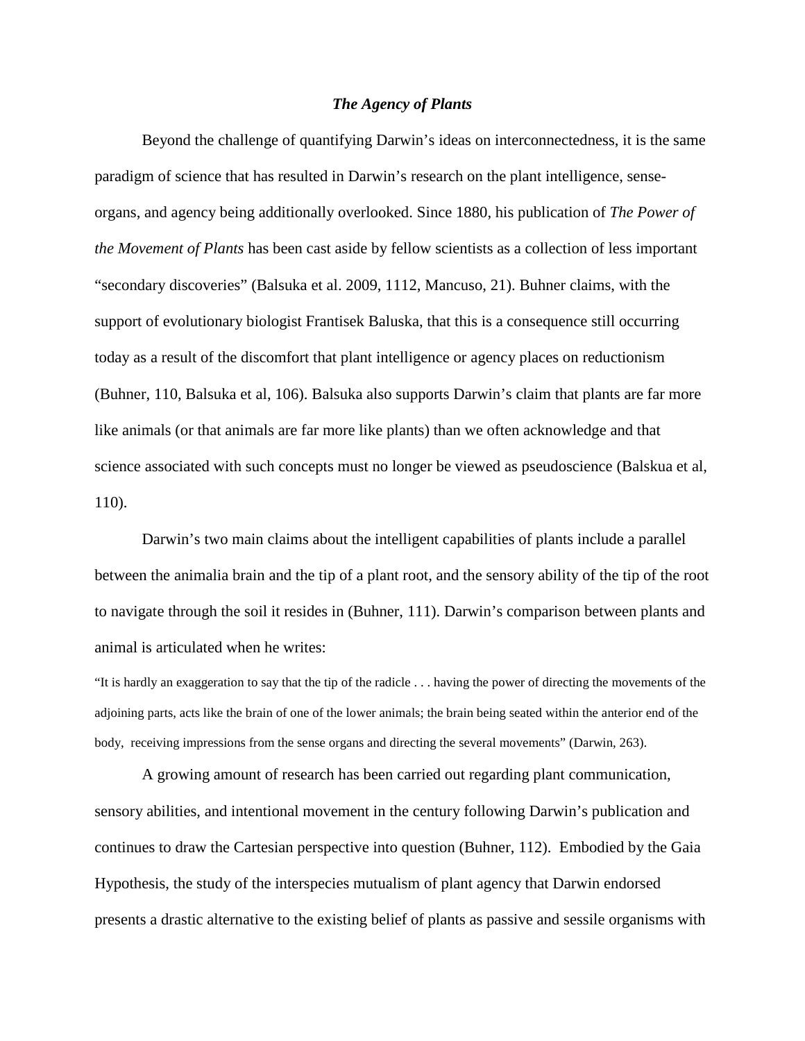## ***The Agency of Plants***

Beyond the challenge of quantifying Darwin's ideas on interconnectedness, it is the same paradigm of science that has resulted in Darwin's research on the plant intelligence, sense-organs, and agency being additionally overlooked. Since 1880, his publication of *The Power of the Movement of Plants* has been cast aside by fellow scientists as a collection of less important "secondary discoveries" (Balsuka et al. 2009, 1112, Mancuso, 21). Buhner claims, with the support of evolutionary biologist Frantisek Baluska, that this is a consequence still occurring today as a result of the discomfort that plant intelligence or agency places on reductionism (Buhner, 110, Balsuka et al, 106). Balsuka also supports Darwin's claim that plants are far more like animals (or that animals are far more like plants) than we often acknowledge and that science associated with such concepts must no longer be viewed as pseudoscience (Balskua et al, 110).

Darwin's two main claims about the intelligent capabilities of plants include a parallel between the animalia brain and the tip of a plant root, and the sensory ability of the tip of the root to navigate through the soil it resides in (Buhner, 111). Darwin's comparison between plants and animal is articulated when he writes:

> "It is hardly an exaggeration to say that the tip of the radicle . . . having the power of directing the movements of the adjoining parts, acts like the brain of one of the lower animals; the brain being seated within the anterior end of the body, receiving impressions from the sense organs and directing the several movements" (Darwin, 263).

A growing amount of research has been carried out regarding plant communication, sensory abilities, and intentional movement in the century following Darwin's publication and continues to draw the Cartesian perspective into question (Buhner, 112). Embodied by the Gaia Hypothesis, the study of the interspecies mutualism of plant agency that Darwin endorsed presents a drastic alternative to the existing belief of plants as passive and sessile organisms with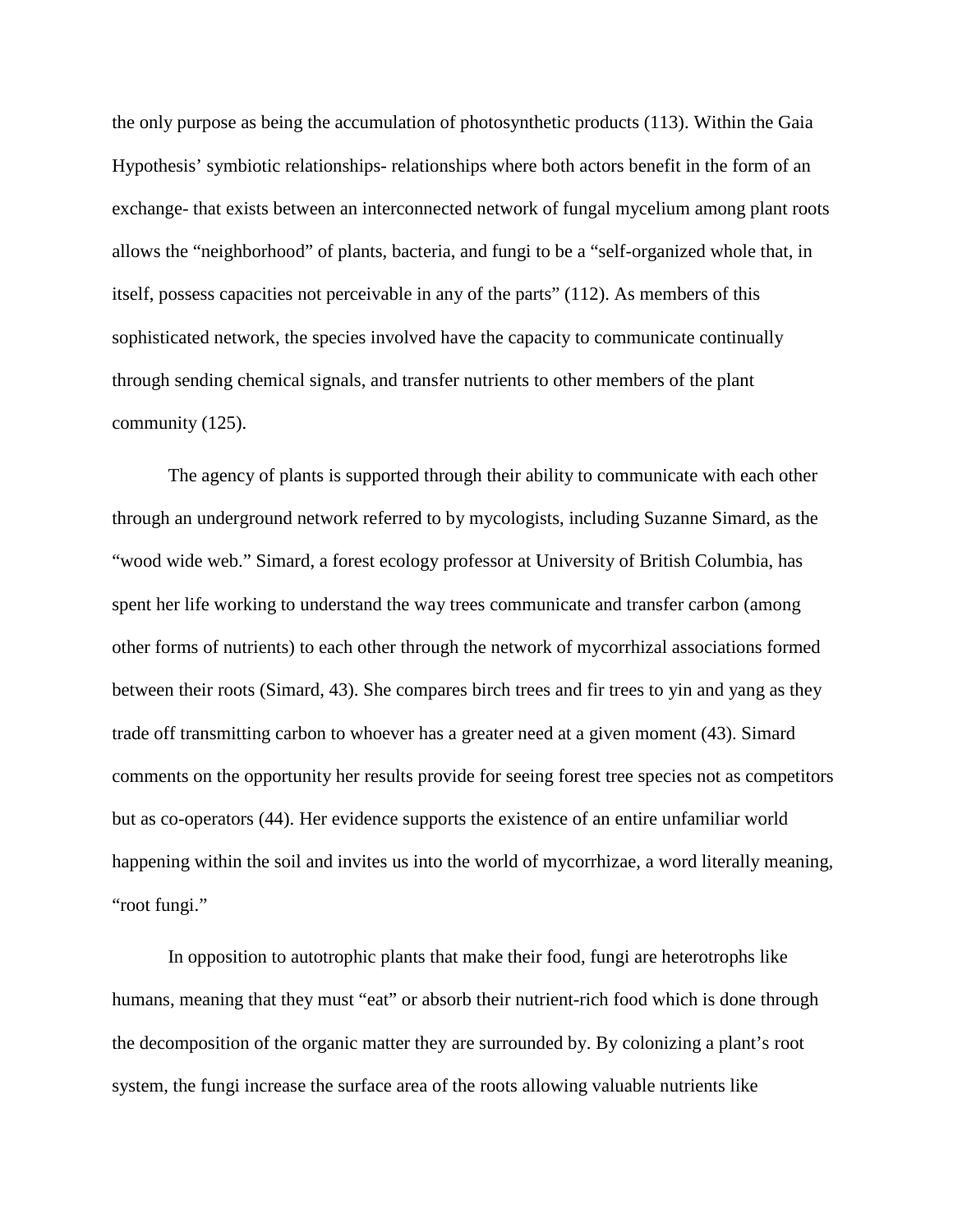the only purpose as being the accumulation of photosynthetic products (113). Within the Gaia Hypothesis' symbiotic relationships- relationships where both actors benefit in the form of an exchange- that exists between an interconnected network of fungal mycelium among plant roots allows the "neighborhood" of plants, bacteria, and fungi to be a "self-organized whole that, in itself, possess capacities not perceivable in any of the parts" (112). As members of this sophisticated network, the species involved have the capacity to communicate continually through sending chemical signals, and transfer nutrients to other members of the plant community (125).

The agency of plants is supported through their ability to communicate with each other through an underground network referred to by mycologists, including Suzanne Simard, as the "wood wide web." Simard, a forest ecology professor at University of British Columbia, has spent her life working to understand the way trees communicate and transfer carbon (among other forms of nutrients) to each other through the network of mycorrhizal associations formed between their roots (Simard, 43). She compares birch trees and fir trees to yin and yang as they trade off transmitting carbon to whoever has a greater need at a given moment (43). Simard comments on the opportunity her results provide for seeing forest tree species not as competitors but as co-operators (44). Her evidence supports the existence of an entire unfamiliar world happening within the soil and invites us into the world of mycorrhizae, a word literally meaning, "root fungi."

In opposition to autotrophic plants that make their food, fungi are heterotrophs like humans, meaning that they must "eat" or absorb their nutrient-rich food which is done through the decomposition of the organic matter they are surrounded by. By colonizing a plant's root system, the fungi increase the surface area of the roots allowing valuable nutrients like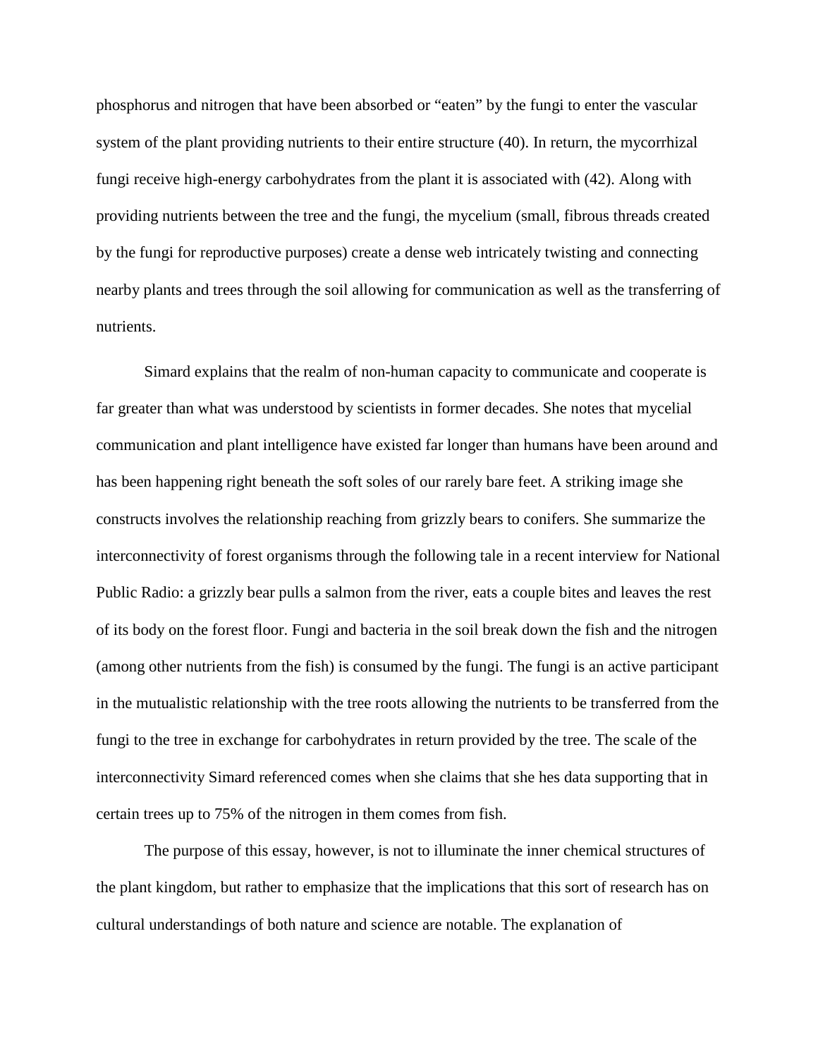phosphorus and nitrogen that have been absorbed or "eaten" by the fungi to enter the vascular system of the plant providing nutrients to their entire structure (40). In return, the mycorrhizal fungi receive high-energy carbohydrates from the plant it is associated with (42). Along with providing nutrients between the tree and the fungi, the mycelium (small, fibrous threads created by the fungi for reproductive purposes) create a dense web intricately twisting and connecting nearby plants and trees through the soil allowing for communication as well as the transferring of nutrients.

Simard explains that the realm of non-human capacity to communicate and cooperate is far greater than what was understood by scientists in former decades. She notes that mycelial communication and plant intelligence have existed far longer than humans have been around and has been happening right beneath the soft soles of our rarely bare feet. A striking image she constructs involves the relationship reaching from grizzly bears to conifers. She summarize the interconnectivity of forest organisms through the following tale in a recent interview for National Public Radio: a grizzly bear pulls a salmon from the river, eats a couple bites and leaves the rest of its body on the forest floor. Fungi and bacteria in the soil break down the fish and the nitrogen (among other nutrients from the fish) is consumed by the fungi. The fungi is an active participant in the mutualistic relationship with the tree roots allowing the nutrients to be transferred from the fungi to the tree in exchange for carbohydrates in return provided by the tree. The scale of the interconnectivity Simard referenced comes when she claims that she hes data supporting that in certain trees up to 75% of the nitrogen in them comes from fish.

The purpose of this essay, however, is not to illuminate the inner chemical structures of the plant kingdom, but rather to emphasize that the implications that this sort of research has on cultural understandings of both nature and science are notable. The explanation of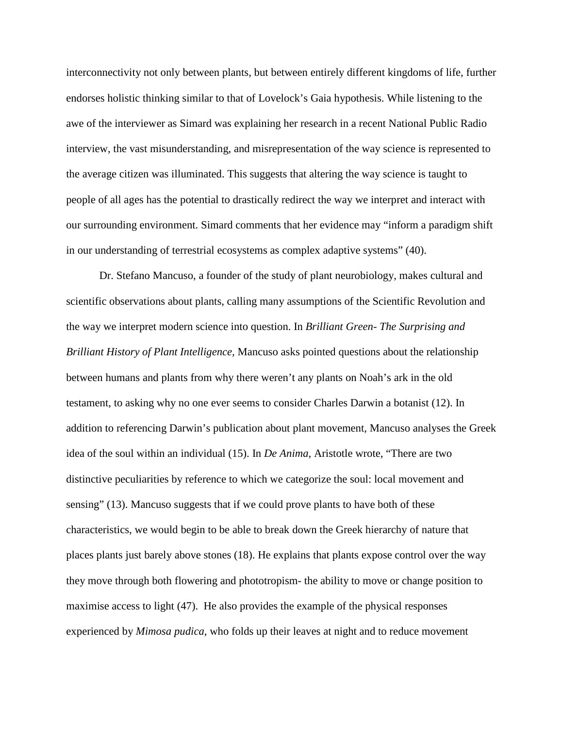interconnectivity not only between plants, but between entirely different kingdoms of life, further endorses holistic thinking similar to that of Lovelock's Gaia hypothesis. While listening to the awe of the interviewer as Simard was explaining her research in a recent National Public Radio interview, the vast misunderstanding, and misrepresentation of the way science is represented to the average citizen was illuminated. This suggests that altering the way science is taught to people of all ages has the potential to drastically redirect the way we interpret and interact with our surrounding environment. Simard comments that her evidence may "inform a paradigm shift in our understanding of terrestrial ecosystems as complex adaptive systems" (40).

Dr. Stefano Mancuso, a founder of the study of plant neurobiology, makes cultural and scientific observations about plants, calling many assumptions of the Scientific Revolution and the way we interpret modern science into question. In *Brilliant Green- The Surprising and Brilliant History of Plant Intelligence*, Mancuso asks pointed questions about the relationship between humans and plants from why there weren't any plants on Noah's ark in the old testament, to asking why no one ever seems to consider Charles Darwin a botanist (12). In addition to referencing Darwin's publication about plant movement, Mancuso analyses the Greek idea of the soul within an individual (15). In *De Anima*, Aristotle wrote, "There are two distinctive peculiarities by reference to which we categorize the soul: local movement and sensing" (13). Mancuso suggests that if we could prove plants to have both of these characteristics, we would begin to be able to break down the Greek hierarchy of nature that places plants just barely above stones (18). He explains that plants expose control over the way they move through both flowering and phototropism- the ability to move or change position to maximise access to light (47). He also provides the example of the physical responses experienced by *Mimosa pudica*, who folds up their leaves at night and to reduce movement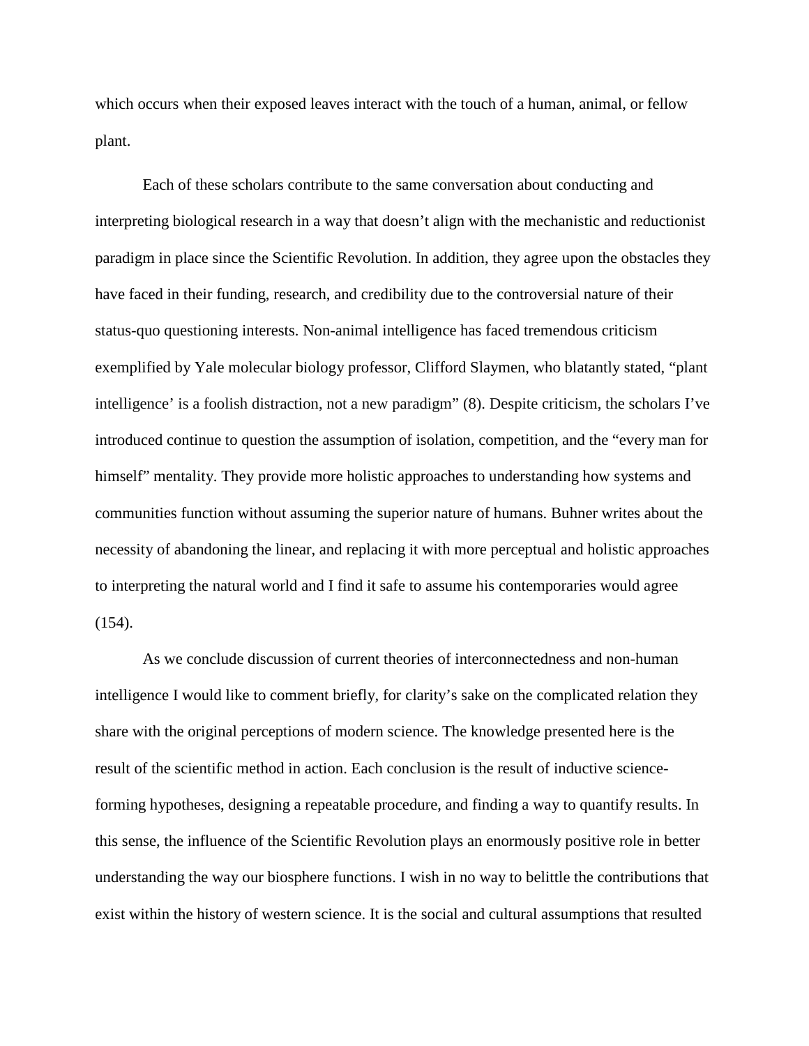which occurs when their exposed leaves interact with the touch of a human, animal, or fellow plant.

Each of these scholars contribute to the same conversation about conducting and interpreting biological research in a way that doesn't align with the mechanistic and reductionist paradigm in place since the Scientific Revolution. In addition, they agree upon the obstacles they have faced in their funding, research, and credibility due to the controversial nature of their status-quo questioning interests. Non-animal intelligence has faced tremendous criticism exemplified by Yale molecular biology professor, Clifford Slaymen, who blatantly stated, "plant intelligence' is a foolish distraction, not a new paradigm" (8). Despite criticism, the scholars I've introduced continue to question the assumption of isolation, competition, and the "every man for himself" mentality. They provide more holistic approaches to understanding how systems and communities function without assuming the superior nature of humans. Buhner writes about the necessity of abandoning the linear, and replacing it with more perceptual and holistic approaches to interpreting the natural world and I find it safe to assume his contemporaries would agree (154).

As we conclude discussion of current theories of interconnectedness and non-human intelligence I would like to comment briefly, for clarity's sake on the complicated relation they share with the original perceptions of modern science. The knowledge presented here is the result of the scientific method in action. Each conclusion is the result of inductive science-forming hypotheses, designing a repeatable procedure, and finding a way to quantify results. In this sense, the influence of the Scientific Revolution plays an enormously positive role in better understanding the way our biosphere functions. I wish in no way to belittle the contributions that exist within the history of western science. It is the social and cultural assumptions that resulted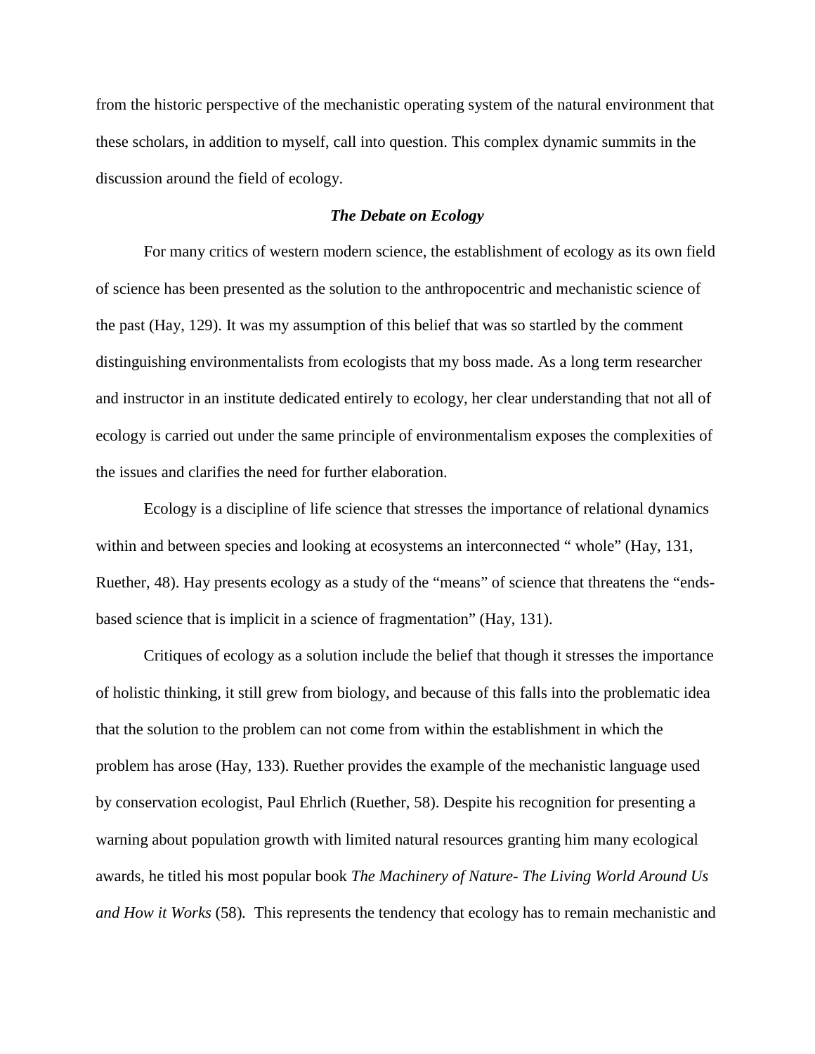from the historic perspective of the mechanistic operating system of the natural environment that these scholars, in addition to myself, call into question. This complex dynamic summits in the discussion around the field of ecology.

### *The Debate on Ecology*

For many critics of western modern science, the establishment of ecology as its own field of science has been presented as the solution to the anthropocentric and mechanistic science of the past (Hay, 129). It was my assumption of this belief that was so startled by the comment distinguishing environmentalists from ecologists that my boss made. As a long term researcher and instructor in an institute dedicated entirely to ecology, her clear understanding that not all of ecology is carried out under the same principle of environmentalism exposes the complexities of the issues and clarifies the need for further elaboration.

Ecology is a discipline of life science that stresses the importance of relational dynamics within and between species and looking at ecosystems an interconnected " whole" (Hay, 131, Ruether, 48). Hay presents ecology as a study of the "means" of science that threatens the "ends-based science that is implicit in a science of fragmentation" (Hay, 131).

Critiques of ecology as a solution include the belief that though it stresses the importance of holistic thinking, it still grew from biology, and because of this falls into the problematic idea that the solution to the problem can not come from within the establishment in which the problem has arose (Hay, 133). Ruether provides the example of the mechanistic language used by conservation ecologist, Paul Ehrlich (Ruether, 58). Despite his recognition for presenting a warning about population growth with limited natural resources granting him many ecological awards, he titled his most popular book *The Machinery of Nature- The Living World Around Us and How it Works* (58). This represents the tendency that ecology has to remain mechanistic and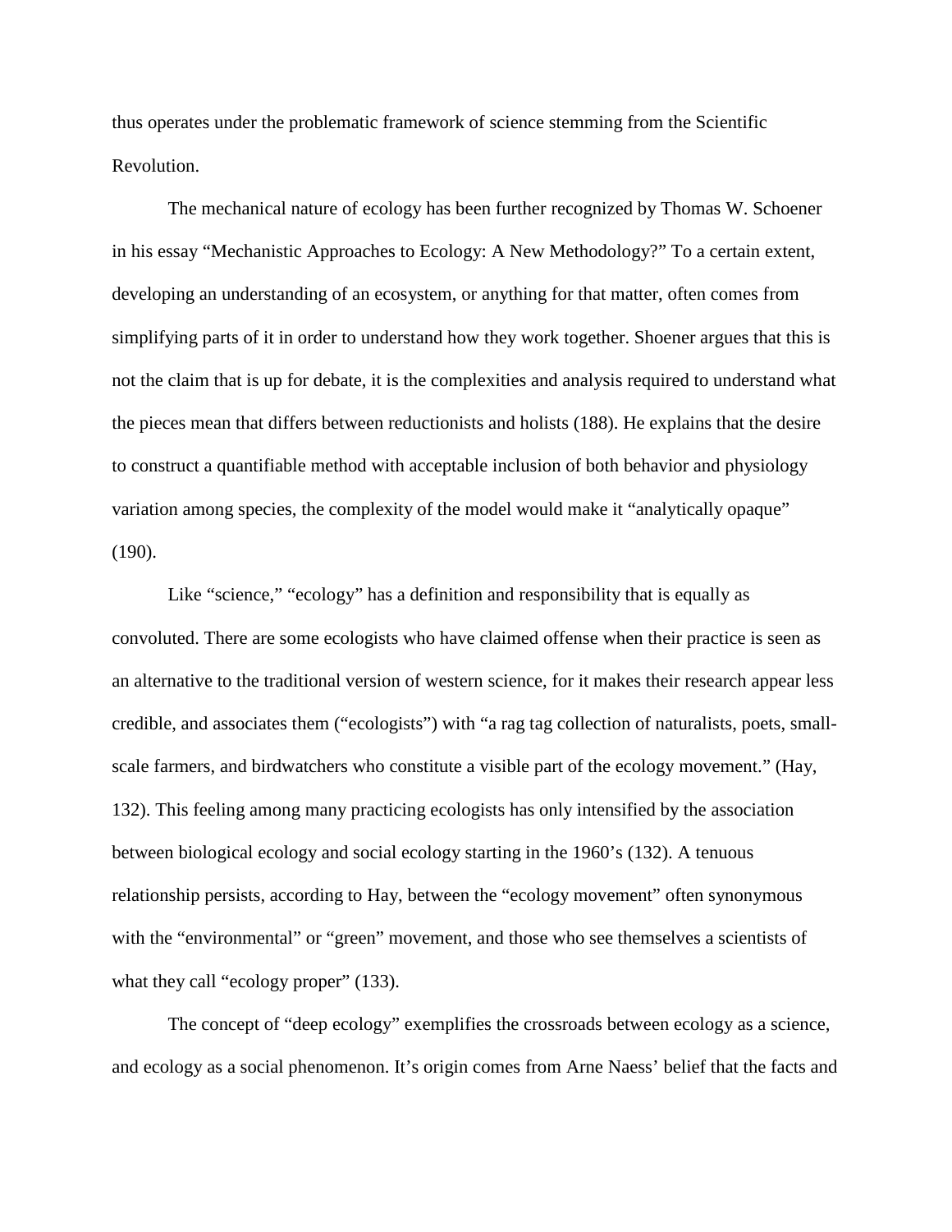thus operates under the problematic framework of science stemming from the Scientific Revolution.

The mechanical nature of ecology has been further recognized by Thomas W. Schoener in his essay "Mechanistic Approaches to Ecology: A New Methodology?" To a certain extent, developing an understanding of an ecosystem, or anything for that matter, often comes from simplifying parts of it in order to understand how they work together. Shoener argues that this is not the claim that is up for debate, it is the complexities and analysis required to understand what the pieces mean that differs between reductionists and holists (188). He explains that the desire to construct a quantifiable method with acceptable inclusion of both behavior and physiology variation among species, the complexity of the model would make it "analytically opaque" (190).

Like "science," "ecology" has a definition and responsibility that is equally as convoluted. There are some ecologists who have claimed offense when their practice is seen as an alternative to the traditional version of western science, for it makes their research appear less credible, and associates them ("ecologists") with "a rag tag collection of naturalists, poets, small-scale farmers, and birdwatchers who constitute a visible part of the ecology movement." (Hay, 132). This feeling among many practicing ecologists has only intensified by the association between biological ecology and social ecology starting in the 1960's (132). A tenuous relationship persists, according to Hay, between the "ecology movement" often synonymous with the "environmental" or "green" movement, and those who see themselves a scientists of what they call "ecology proper" (133).

The concept of "deep ecology" exemplifies the crossroads between ecology as a science, and ecology as a social phenomenon. It's origin comes from Arne Naess' belief that the facts and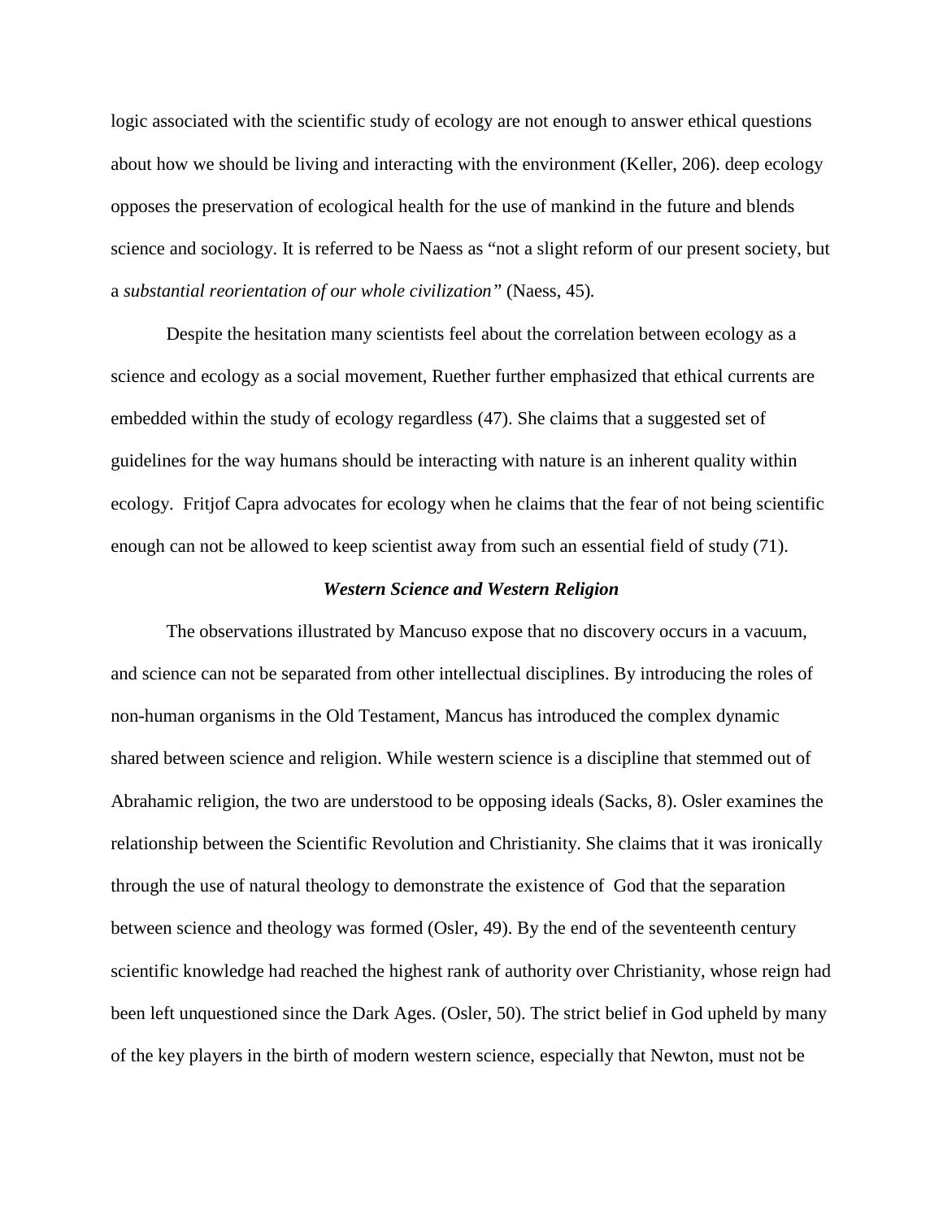logic associated with the scientific study of ecology are not enough to answer ethical questions about how we should be living and interacting with the environment (Keller, 206). deep ecology opposes the preservation of ecological health for the use of mankind in the future and blends science and sociology. It is referred to be Naess as "not a slight reform of our present society, but a *substantial reorientation of our whole civilization"* (Naess, 45).

Despite the hesitation many scientists feel about the correlation between ecology as a science and ecology as a social movement, Ruether further emphasized that ethical currents are embedded within the study of ecology regardless (47). She claims that a suggested set of guidelines for the way humans should be interacting with nature is an inherent quality within ecology. Fritjof Capra advocates for ecology when he claims that the fear of not being scientific enough can not be allowed to keep scientist away from such an essential field of study (71).

### *Western Science and Western Religion*

The observations illustrated by Mancuso expose that no discovery occurs in a vacuum, and science can not be separated from other intellectual disciplines. By introducing the roles of non-human organisms in the Old Testament, Mancus has introduced the complex dynamic shared between science and religion. While western science is a discipline that stemmed out of Abrahamic religion, the two are understood to be opposing ideals (Sacks, 8). Osler examines the relationship between the Scientific Revolution and Christianity. She claims that it was ironically through the use of natural theology to demonstrate the existence of God that the separation between science and theology was formed (Osler, 49). By the end of the seventeenth century scientific knowledge had reached the highest rank of authority over Christianity, whose reign had been left unquestioned since the Dark Ages. (Osler, 50). The strict belief in God upheld by many of the key players in the birth of modern western science, especially that Newton, must not be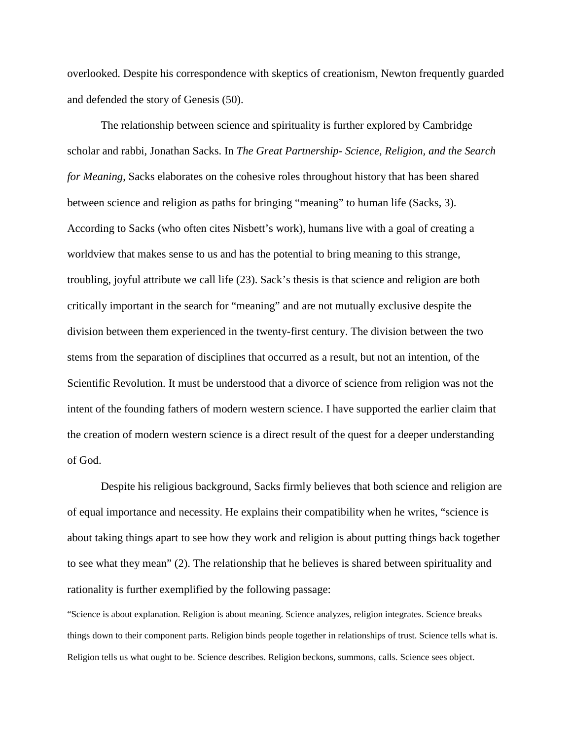overlooked. Despite his correspondence with skeptics of creationism, Newton frequently guarded and defended the story of Genesis (50).

The relationship between science and spirituality is further explored by Cambridge scholar and rabbi, Jonathan Sacks. In *The Great Partnership- Science, Religion, and the Search for Meaning,* Sacks elaborates on the cohesive roles throughout history that has been shared between science and religion as paths for bringing "meaning" to human life (Sacks, 3). According to Sacks (who often cites Nisbett's work), humans live with a goal of creating a worldview that makes sense to us and has the potential to bring meaning to this strange, troubling, joyful attribute we call life (23). Sack's thesis is that science and religion are both critically important in the search for "meaning" and are not mutually exclusive despite the division between them experienced in the twenty-first century. The division between the two stems from the separation of disciplines that occurred as a result, but not an intention, of the Scientific Revolution. It must be understood that a divorce of science from religion was not the intent of the founding fathers of modern western science. I have supported the earlier claim that the creation of modern western science is a direct result of the quest for a deeper understanding of God.

Despite his religious background, Sacks firmly believes that both science and religion are of equal importance and necessity. He explains their compatibility when he writes, "science is about taking things apart to see how they work and religion is about putting things back together to see what they mean" (2). The relationship that he believes is shared between spirituality and rationality is further exemplified by the following passage:

"Science is about explanation. Religion is about meaning. Science analyzes, religion integrates. Science breaks things down to their component parts. Religion binds people together in relationships of trust. Science tells what is. Religion tells us what ought to be. Science describes. Religion beckons, summons, calls. Science sees object.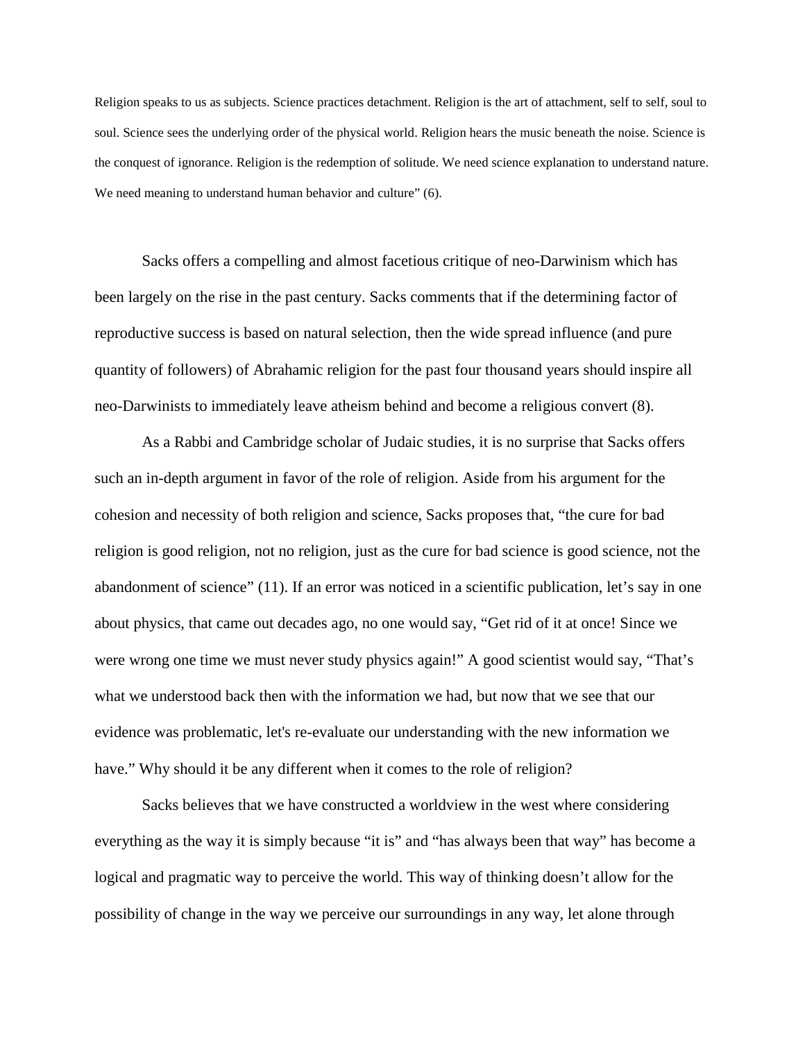Religion speaks to us as subjects. Science practices detachment. Religion is the art of attachment, self to self, soul to soul. Science sees the underlying order of the physical world. Religion hears the music beneath the noise. Science is the conquest of ignorance. Religion is the redemption of solitude. We need science explanation to understand nature. We need meaning to understand human behavior and culture" (6).

Sacks offers a compelling and almost facetious critique of neo-Darwinism which has been largely on the rise in the past century. Sacks comments that if the determining factor of reproductive success is based on natural selection, then the wide spread influence (and pure quantity of followers) of Abrahamic religion for the past four thousand years should inspire all neo-Darwinists to immediately leave atheism behind and become a religious convert (8).

As a Rabbi and Cambridge scholar of Judaic studies, it is no surprise that Sacks offers such an in-depth argument in favor of the role of religion. Aside from his argument for the cohesion and necessity of both religion and science, Sacks proposes that, "the cure for bad religion is good religion, not no religion, just as the cure for bad science is good science, not the abandonment of science" (11). If an error was noticed in a scientific publication, let's say in one about physics, that came out decades ago, no one would say, "Get rid of it at once! Since we were wrong one time we must never study physics again!" A good scientist would say, "That's what we understood back then with the information we had, but now that we see that our evidence was problematic, let's re-evaluate our understanding with the new information we have." Why should it be any different when it comes to the role of religion?

Sacks believes that we have constructed a worldview in the west where considering everything as the way it is simply because "it is" and "has always been that way" has become a logical and pragmatic way to perceive the world. This way of thinking doesn't allow for the possibility of change in the way we perceive our surroundings in any way, let alone through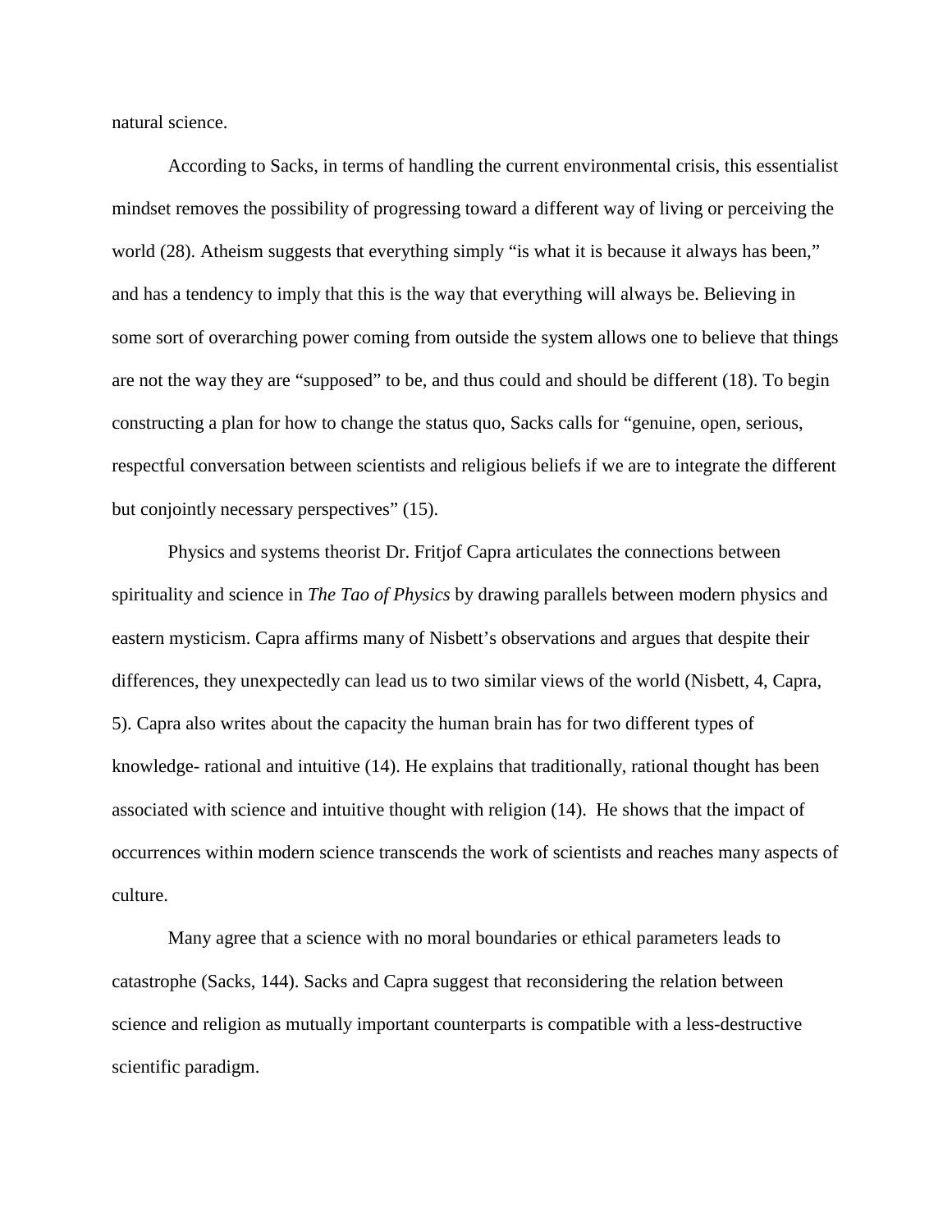natural science.

According to Sacks, in terms of handling the current environmental crisis, this essentialist mindset removes the possibility of progressing toward a different way of living or perceiving the world (28). Atheism suggests that everything simply “is what it is because it always has been,” and has a tendency to imply that this is the way that everything will always be. Believing in some sort of overarching power coming from outside the system allows one to believe that things are not the way they are “supposed” to be, and thus could and should be different (18). To begin constructing a plan for how to change the status quo, Sacks calls for “genuine, open, serious, respectful conversation between scientists and religious beliefs if we are to integrate the different but conjointly necessary perspectives” (15).

Physics and systems theorist Dr. Fritjof Capra articulates the connections between spirituality and science in *The Tao of Physics* by drawing parallels between modern physics and eastern mysticism. Capra affirms many of Nisbett’s observations and argues that despite their differences, they unexpectedly can lead us to two similar views of the world (Nisbett, 4, Capra, 5). Capra also writes about the capacity the human brain has for two different types of knowledge- rational and intuitive (14). He explains that traditionally, rational thought has been associated with science and intuitive thought with religion (14). He shows that the impact of occurrences within modern science transcends the work of scientists and reaches many aspects of culture.

Many agree that a science with no moral boundaries or ethical parameters leads to catastrophe (Sacks, 144). Sacks and Capra suggest that reconsidering the relation between science and religion as mutually important counterparts is compatible with a less-destructive scientific paradigm.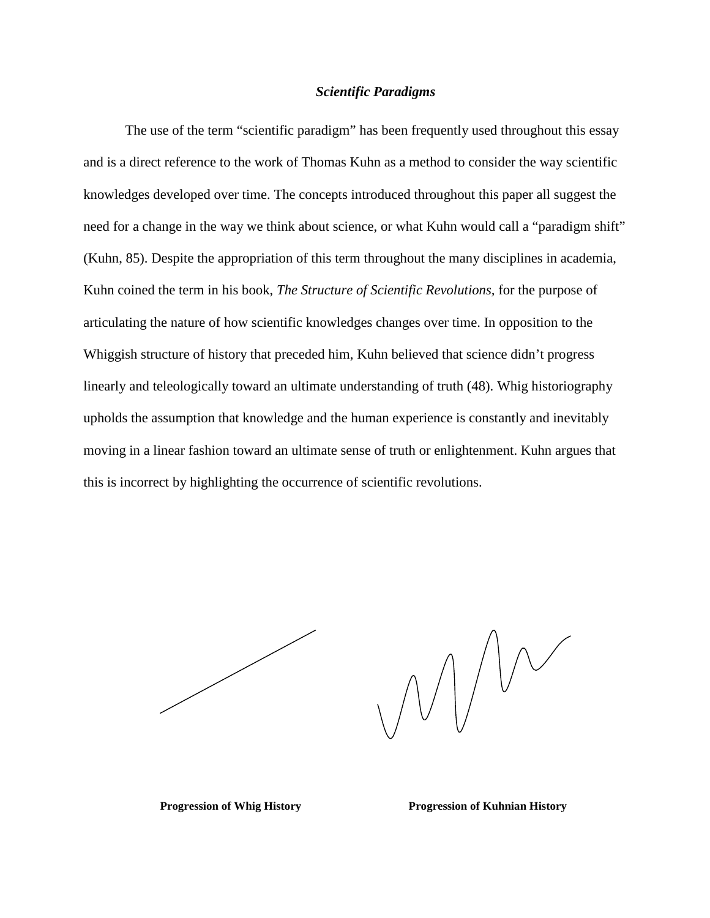### ***Scientific Paradigms***

The use of the term "scientific paradigm" has been frequently used throughout this essay and is a direct reference to the work of Thomas Kuhn as a method to consider the way scientific knowledges developed over time. The concepts introduced throughout this paper all suggest the need for a change in the way we think about science, or what Kuhn would call a "paradigm shift" (Kuhn, 85). Despite the appropriation of this term throughout the many disciplines in academia, Kuhn coined the term in his book, *The Structure of Scientific Revolutions,* for the purpose of articulating the nature of how scientific knowledges changes over time. In opposition to the Whiggish structure of history that preceded him, Kuhn believed that science didn't progress linearly and teleologically toward an ultimate understanding of truth (48). Whig historiography upholds the assumption that knowledge and the human experience is constantly and inevitably moving in a linear fashion toward an ultimate sense of truth or enlightenment. Kuhn argues that this is incorrect by highlighting the occurrence of scientific revolutions.

**Progression of Whig History**

**Progression of Kuhnian History**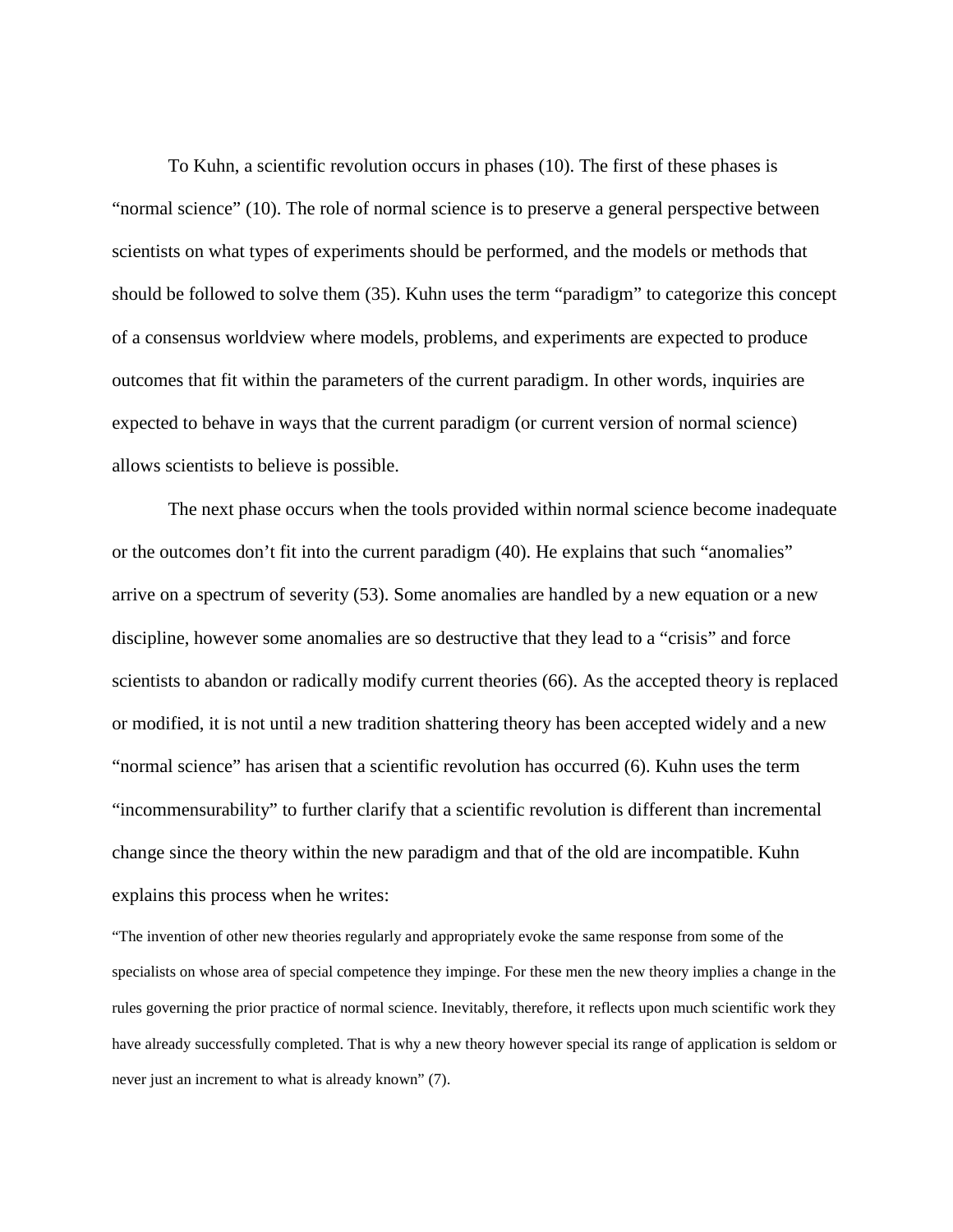To Kuhn, a scientific revolution occurs in phases (10). The first of these phases is "normal science" (10). The role of normal science is to preserve a general perspective between scientists on what types of experiments should be performed, and the models or methods that should be followed to solve them (35). Kuhn uses the term "paradigm" to categorize this concept of a consensus worldview where models, problems, and experiments are expected to produce outcomes that fit within the parameters of the current paradigm. In other words, inquiries are expected to behave in ways that the current paradigm (or current version of normal science) allows scientists to believe is possible.

The next phase occurs when the tools provided within normal science become inadequate or the outcomes don't fit into the current paradigm (40). He explains that such "anomalies" arrive on a spectrum of severity (53). Some anomalies are handled by a new equation or a new discipline, however some anomalies are so destructive that they lead to a "crisis" and force scientists to abandon or radically modify current theories (66). As the accepted theory is replaced or modified, it is not until a new tradition shattering theory has been accepted widely and a new "normal science" has arisen that a scientific revolution has occurred (6). Kuhn uses the term "incommensurability" to further clarify that a scientific revolution is different than incremental change since the theory within the new paradigm and that of the old are incompatible. Kuhn explains this process when he writes:

> "The invention of other new theories regularly and appropriately evoke the same response from some of the specialists on whose area of special competence they impinge. For these men the new theory implies a change in the rules governing the prior practice of normal science. Inevitably, therefore, it reflects upon much scientific work they have already successfully completed. That is why a new theory however special its range of application is seldom or never just an increment to what is already known" (7).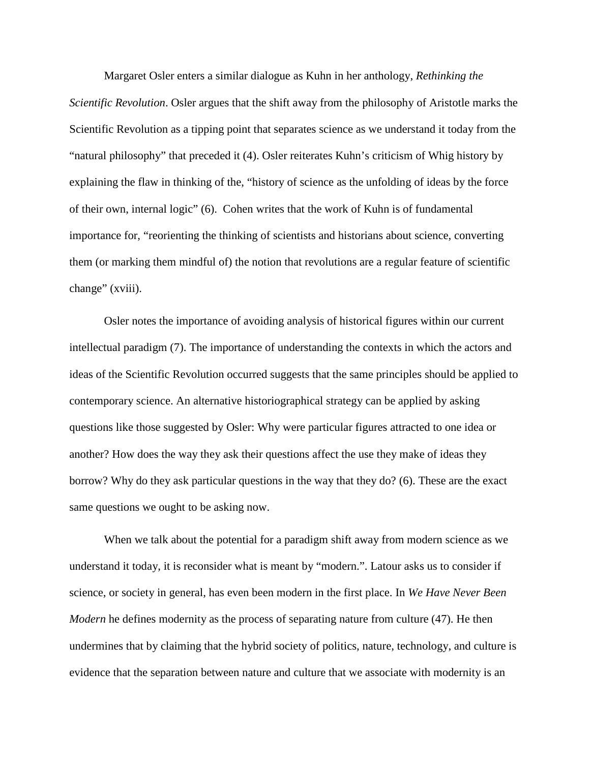Margaret Osler enters a similar dialogue as Kuhn in her anthology, *Rethinking the Scientific Revolution*. Osler argues that the shift away from the philosophy of Aristotle marks the Scientific Revolution as a tipping point that separates science as we understand it today from the "natural philosophy" that preceded it (4). Osler reiterates Kuhn's criticism of Whig history by explaining the flaw in thinking of the, "history of science as the unfolding of ideas by the force of their own, internal logic" (6). Cohen writes that the work of Kuhn is of fundamental importance for, "reorienting the thinking of scientists and historians about science, converting them (or marking them mindful of) the notion that revolutions are a regular feature of scientific change" (xviii).

Osler notes the importance of avoiding analysis of historical figures within our current intellectual paradigm (7). The importance of understanding the contexts in which the actors and ideas of the Scientific Revolution occurred suggests that the same principles should be applied to contemporary science. An alternative historiographical strategy can be applied by asking questions like those suggested by Osler: Why were particular figures attracted to one idea or another? How does the way they ask their questions affect the use they make of ideas they borrow? Why do they ask particular questions in the way that they do? (6). These are the exact same questions we ought to be asking now.

When we talk about the potential for a paradigm shift away from modern science as we understand it today, it is reconsider what is meant by "modern.". Latour asks us to consider if science, or society in general, has even been modern in the first place. In *We Have Never Been Modern* he defines modernity as the process of separating nature from culture (47). He then undermines that by claiming that the hybrid society of politics, nature, technology, and culture is evidence that the separation between nature and culture that we associate with modernity is an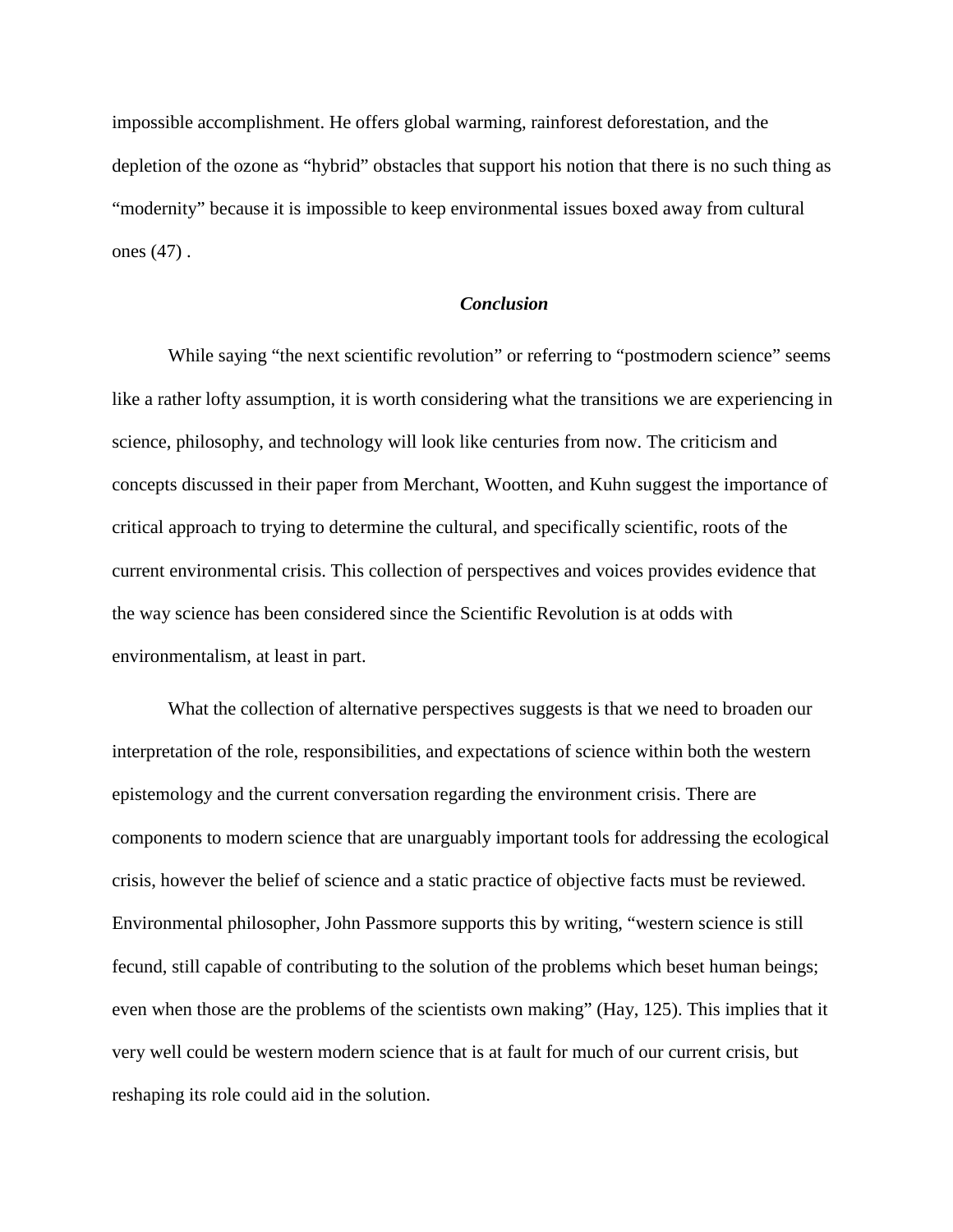impossible accomplishment. He offers global warming, rainforest deforestation, and the depletion of the ozone as "hybrid" obstacles that support his notion that there is no such thing as "modernity" because it is impossible to keep environmental issues boxed away from cultural ones (47) .

## *Conclusion*

While saying "the next scientific revolution" or referring to "postmodern science" seems like a rather lofty assumption, it is worth considering what the transitions we are experiencing in science, philosophy, and technology will look like centuries from now. The criticism and concepts discussed in their paper from Merchant, Wootten, and Kuhn suggest the importance of critical approach to trying to determine the cultural, and specifically scientific, roots of the current environmental crisis. This collection of perspectives and voices provides evidence that the way science has been considered since the Scientific Revolution is at odds with environmentalism, at least in part.

What the collection of alternative perspectives suggests is that we need to broaden our interpretation of the role, responsibilities, and expectations of science within both the western epistemology and the current conversation regarding the environment crisis. There are components to modern science that are unarguably important tools for addressing the ecological crisis, however the belief of science and a static practice of objective facts must be reviewed. Environmental philosopher, John Passmore supports this by writing, "western science is still fecund, still capable of contributing to the solution of the problems which beset human beings; even when those are the problems of the scientists own making" (Hay, 125). This implies that it very well could be western modern science that is at fault for much of our current crisis, but reshaping its role could aid in the solution.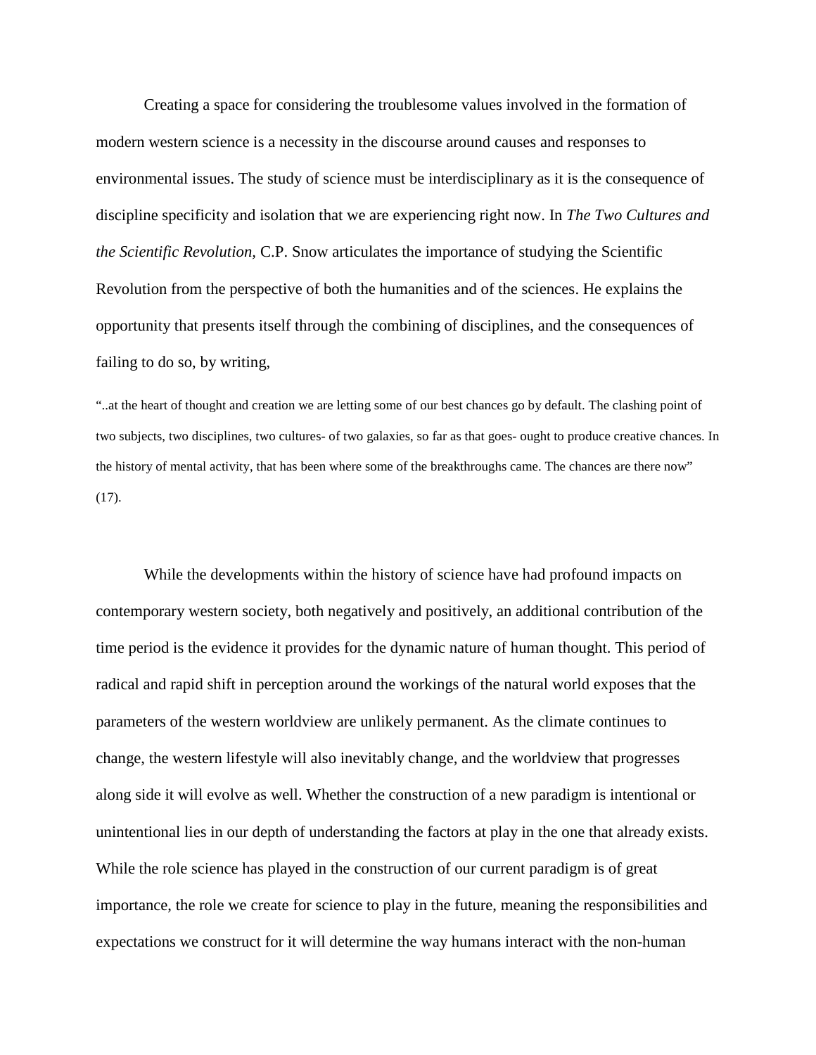Creating a space for considering the troublesome values involved in the formation of modern western science is a necessity in the discourse around causes and responses to environmental issues. The study of science must be interdisciplinary as it is the consequence of discipline specificity and isolation that we are experiencing right now. In *The Two Cultures and the Scientific Revolution,* C.P. Snow articulates the importance of studying the Scientific Revolution from the perspective of both the humanities and of the sciences. He explains the opportunity that presents itself through the combining of disciplines, and the consequences of failing to do so, by writing,

> "..at the heart of thought and creation we are letting some of our best chances go by default. The clashing point of two subjects, two disciplines, two cultures- of two galaxies, so far as that goes- ought to produce creative chances. In the history of mental activity, that has been where some of the breakthroughs came. The chances are there now" (17).

While the developments within the history of science have had profound impacts on contemporary western society, both negatively and positively, an additional contribution of the time period is the evidence it provides for the dynamic nature of human thought. This period of radical and rapid shift in perception around the workings of the natural world exposes that the parameters of the western worldview are unlikely permanent. As the climate continues to change, the western lifestyle will also inevitably change, and the worldview that progresses along side it will evolve as well. Whether the construction of a new paradigm is intentional or unintentional lies in our depth of understanding the factors at play in the one that already exists. While the role science has played in the construction of our current paradigm is of great importance, the role we create for science to play in the future, meaning the responsibilities and expectations we construct for it will determine the way humans interact with the non-human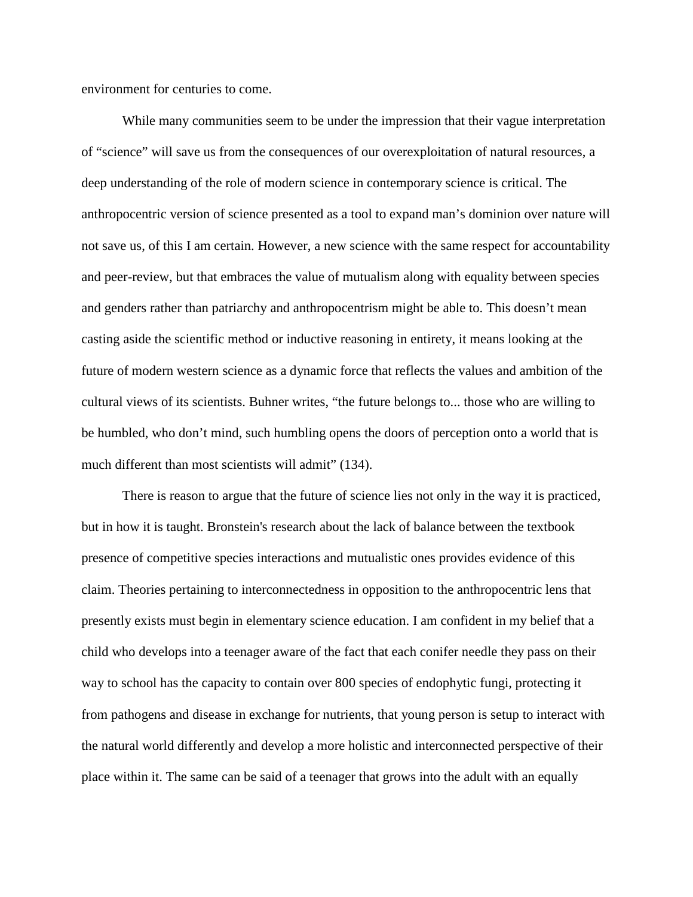environment for centuries to come.

While many communities seem to be under the impression that their vague interpretation of "science" will save us from the consequences of our overexploitation of natural resources, a deep understanding of the role of modern science in contemporary science is critical. The anthropocentric version of science presented as a tool to expand man's dominion over nature will not save us, of this I am certain. However, a new science with the same respect for accountability and peer-review, but that embraces the value of mutualism along with equality between species and genders rather than patriarchy and anthropocentrism might be able to. This doesn't mean casting aside the scientific method or inductive reasoning in entirety, it means looking at the future of modern western science as a dynamic force that reflects the values and ambition of the cultural views of its scientists. Buhner writes, "the future belongs to... those who are willing to be humbled, who don't mind, such humbling opens the doors of perception onto a world that is much different than most scientists will admit" (134).

There is reason to argue that the future of science lies not only in the way it is practiced, but in how it is taught. Bronstein's research about the lack of balance between the textbook presence of competitive species interactions and mutualistic ones provides evidence of this claim. Theories pertaining to interconnectedness in opposition to the anthropocentric lens that presently exists must begin in elementary science education. I am confident in my belief that a child who develops into a teenager aware of the fact that each conifer needle they pass on their way to school has the capacity to contain over 800 species of endophytic fungi, protecting it from pathogens and disease in exchange for nutrients, that young person is setup to interact with the natural world differently and develop a more holistic and interconnected perspective of their place within it. The same can be said of a teenager that grows into the adult with an equally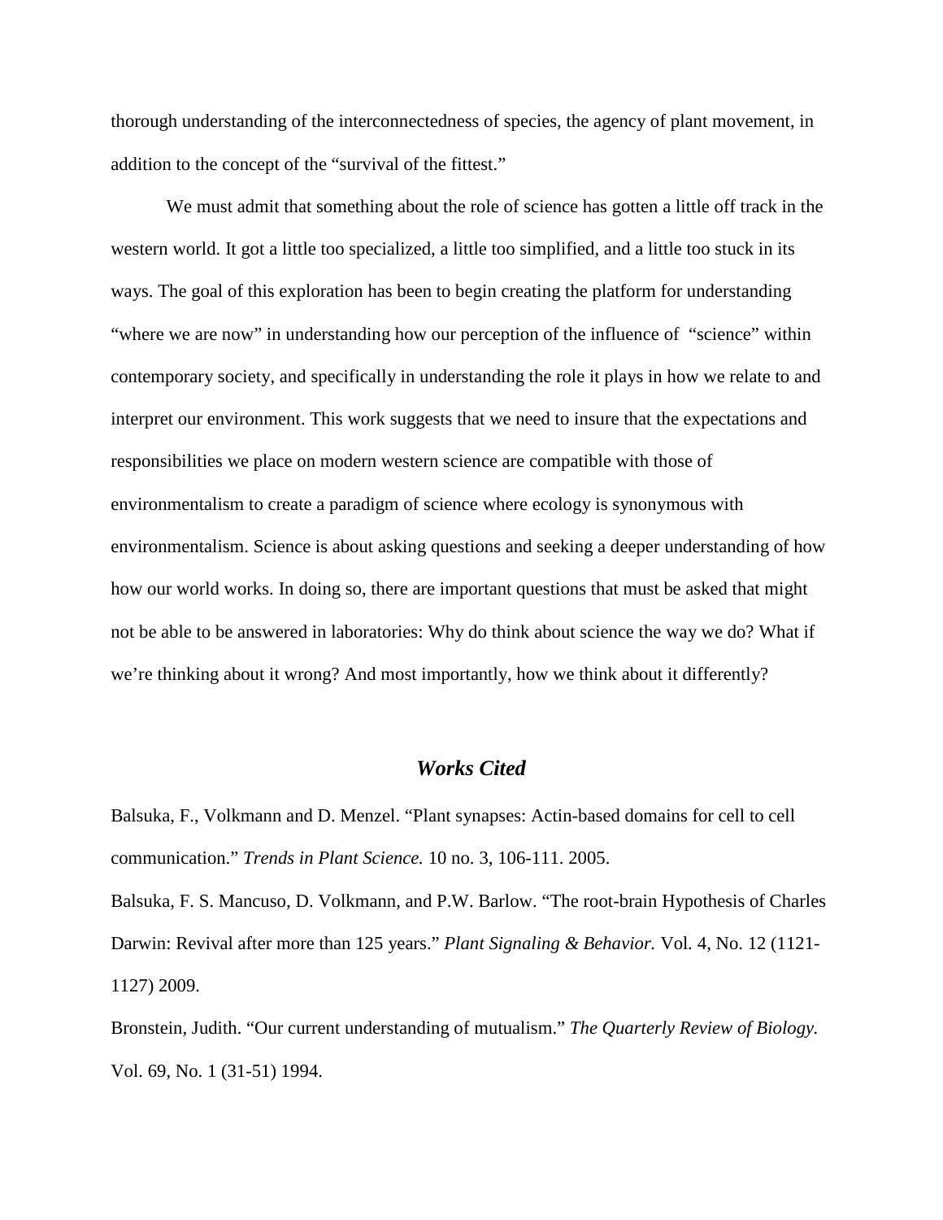thorough understanding of the interconnectedness of species, the agency of plant movement, in addition to the concept of the "survival of the fittest."

We must admit that something about the role of science has gotten a little off track in the western world. It got a little too specialized, a little too simplified, and a little too stuck in its ways. The goal of this exploration has been to begin creating the platform for understanding "where we are now" in understanding how our perception of the influence of "science" within contemporary society, and specifically in understanding the role it plays in how we relate to and interpret our environment. This work suggests that we need to insure that the expectations and responsibilities we place on modern western science are compatible with those of environmentalism to create a paradigm of science where ecology is synonymous with environmentalism. Science is about asking questions and seeking a deeper understanding of how how our world works. In doing so, there are important questions that must be asked that might not be able to be answered in laboratories: Why do think about science the way we do? What if we're thinking about it wrong? And most importantly, how we think about it differently?

## ***Works Cited***

Balsuka, F., Volkmann and D. Menzel. "Plant synapses: Actin-based domains for cell to cell communication." *Trends in Plant Science.* 10 no. 3, 106-111. 2005.

Balsuka, F. S. Mancuso, D. Volkmann, and P.W. Barlow. "The root-brain Hypothesis of Charles Darwin: Revival after more than 125 years." *Plant Signaling & Behavior.* Vol. 4, No. 12 (1121-1127) 2009.

Bronstein, Judith. "Our current understanding of mutualism." *The Quarterly Review of Biology.* Vol. 69, No. 1 (31-51) 1994.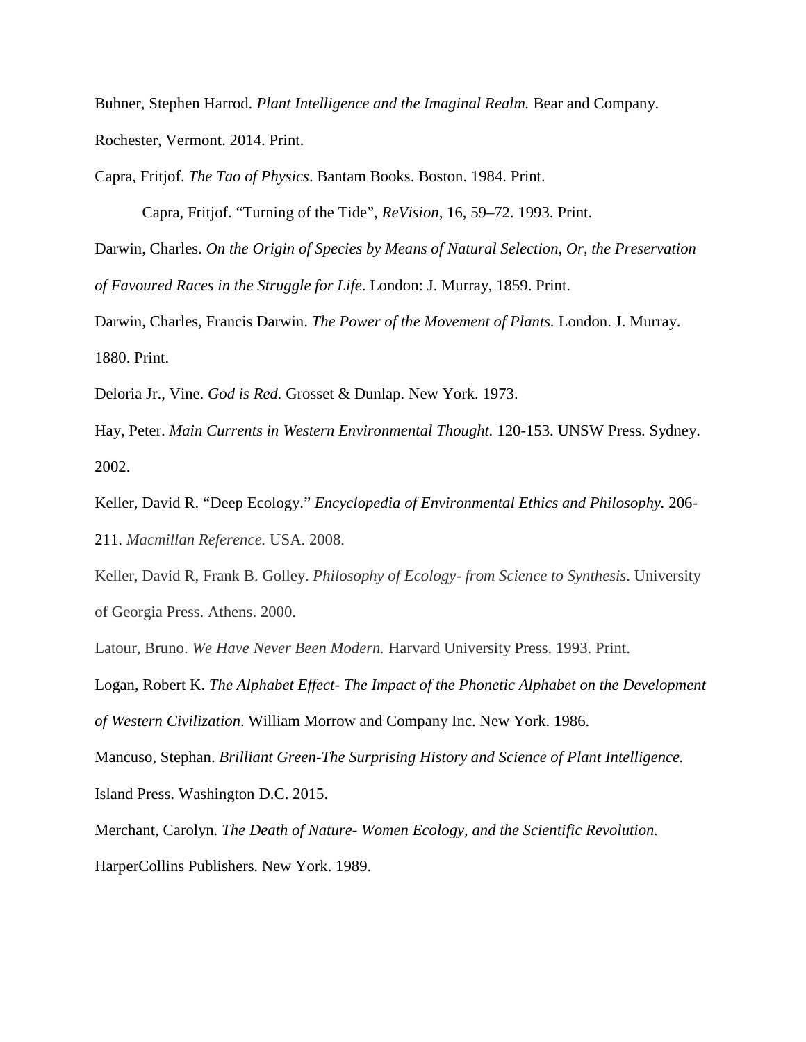Buhner, Stephen Harrod. *Plant Intelligence and the Imaginal Realm.* Bear and Company. Rochester, Vermont. 2014. Print.

Capra, Fritjof. *The Tao of Physics*. Bantam Books. Boston. 1984. Print.

Capra, Fritjof. "Turning of the Tide", *ReVision*, 16, 59–72. 1993. Print.

Darwin, Charles. *On the Origin of Species by Means of Natural Selection, Or, the Preservation of Favoured Races in the Struggle for Life*. London: J. Murray, 1859. Print.

Darwin, Charles, Francis Darwin. *The Power of the Movement of Plants.* London. J. Murray. 1880. Print.

Deloria Jr., Vine. *God is Red.* Grosset & Dunlap. New York. 1973.

Hay, Peter. *Main Currents in Western Environmental Thought.* 120-153. UNSW Press. Sydney. 2002.

Keller, David R. "Deep Ecology." *Encyclopedia of Environmental Ethics and Philosophy.* 206-211. *Macmillan Reference.* USA. 2008.

Keller, David R, Frank B. Golley. *Philosophy of Ecology- from Science to Synthesis*. University of Georgia Press. Athens. 2000.

Latour, Bruno. *We Have Never Been Modern.* Harvard University Press. 1993. Print.

Logan, Robert K. *The Alphabet Effect- The Impact of the Phonetic Alphabet on the Development of Western Civilization*. William Morrow and Company Inc. New York. 1986.

Mancuso, Stephan. *Brilliant Green-The Surprising History and Science of Plant Intelligence.* Island Press. Washington D.C. 2015.

Merchant, Carolyn. *The Death of Nature- Women Ecology, and the Scientific Revolution.* HarperCollins Publishers. New York. 1989.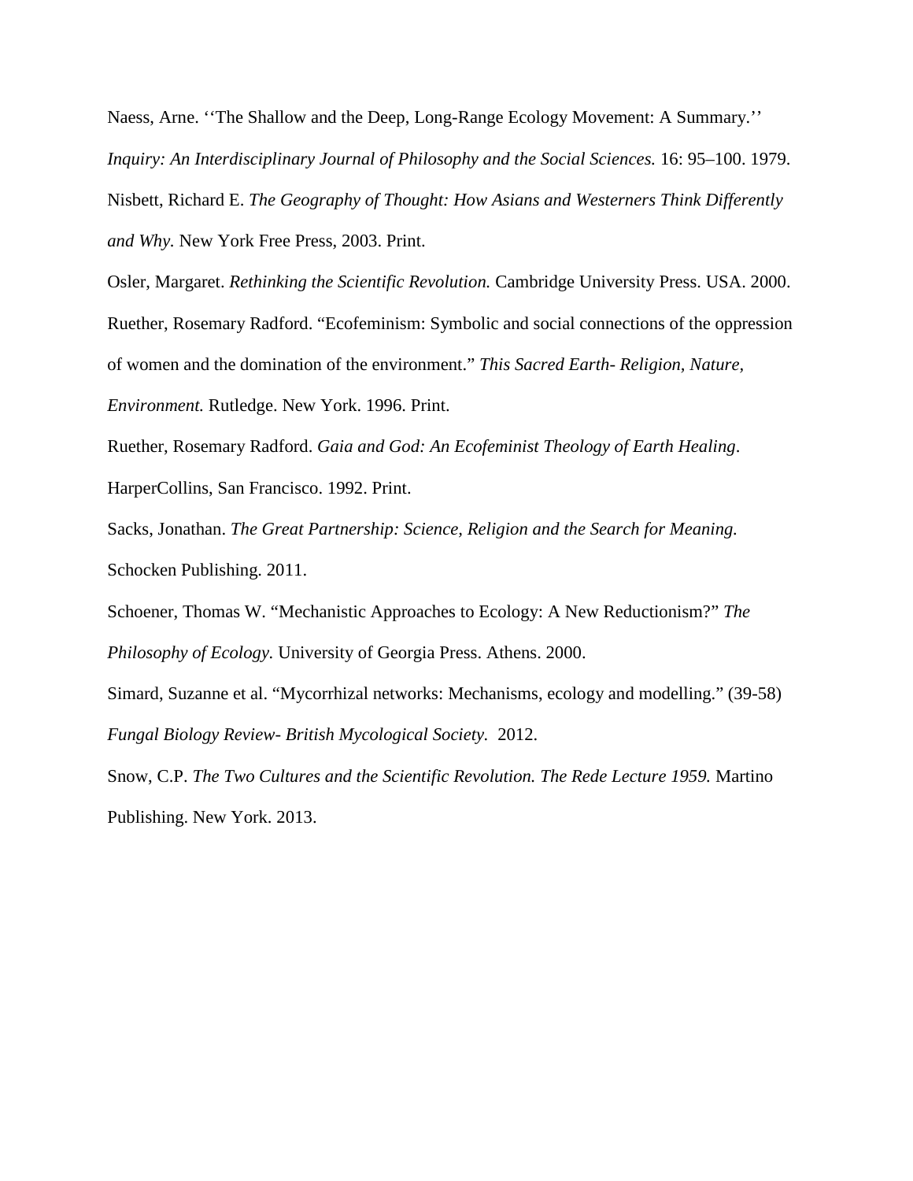Naess, Arne. ''The Shallow and the Deep, Long-Range Ecology Movement: A Summary.'' *Inquiry: An Interdisciplinary Journal of Philosophy and the Social Sciences.* 16: 95–100. 1979.

Nisbett, Richard E. *The Geography of Thought: How Asians and Westerners Think Differently and Why.* New York Free Press, 2003. Print.

Osler, Margaret. *Rethinking the Scientific Revolution.* Cambridge University Press. USA. 2000.

Ruether, Rosemary Radford. "Ecofeminism: Symbolic and social connections of the oppression of women and the domination of the environment." *This Sacred Earth- Religion, Nature, Environment.* Rutledge. New York. 1996. Print.

Ruether, Rosemary Radford. *Gaia and God: An Ecofeminist Theology of Earth Healing*. HarperCollins, San Francisco. 1992. Print.

Sacks, Jonathan. *The Great Partnership: Science, Religion and the Search for Meaning.* Schocken Publishing. 2011.

Schoener, Thomas W. "Mechanistic Approaches to Ecology: A New Reductionism?" *The Philosophy of Ecology.* University of Georgia Press. Athens. 2000.

Simard, Suzanne et al. "Mycorrhizal networks: Mechanisms, ecology and modelling." (39-58) *Fungal Biology Review- British Mycological Society.* 2012.

Snow, C.P. *The Two Cultures and the Scientific Revolution. The Rede Lecture 1959.* Martino Publishing. New York. 2013.